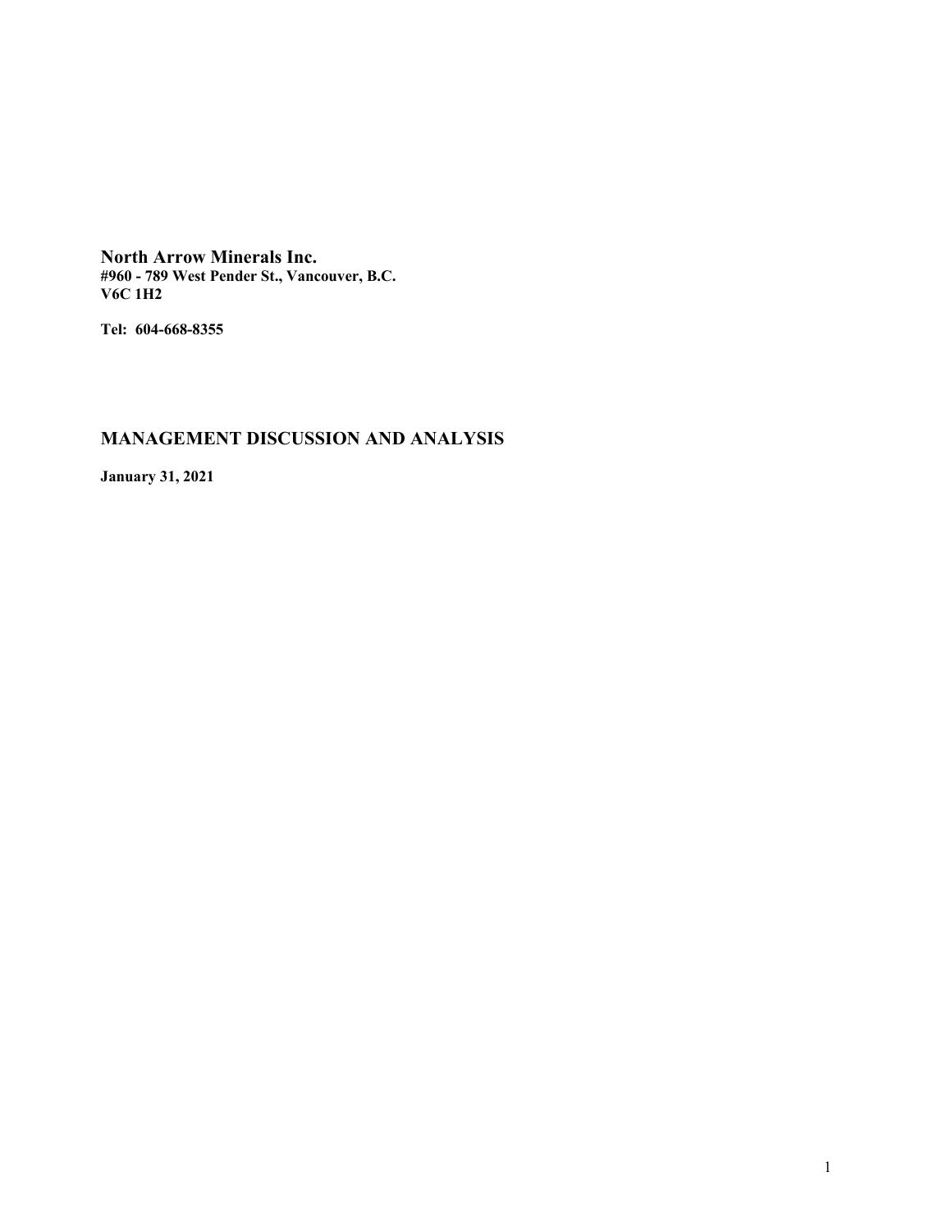**North Arrow Minerals Inc.**
**#960 - 789 West Pender St., Vancouver, B.C.**
**V6C 1H2**

**Tel: 604-668-8355**

## MANAGEMENT DISCUSSION AND ANALYSIS

**January 31, 2021**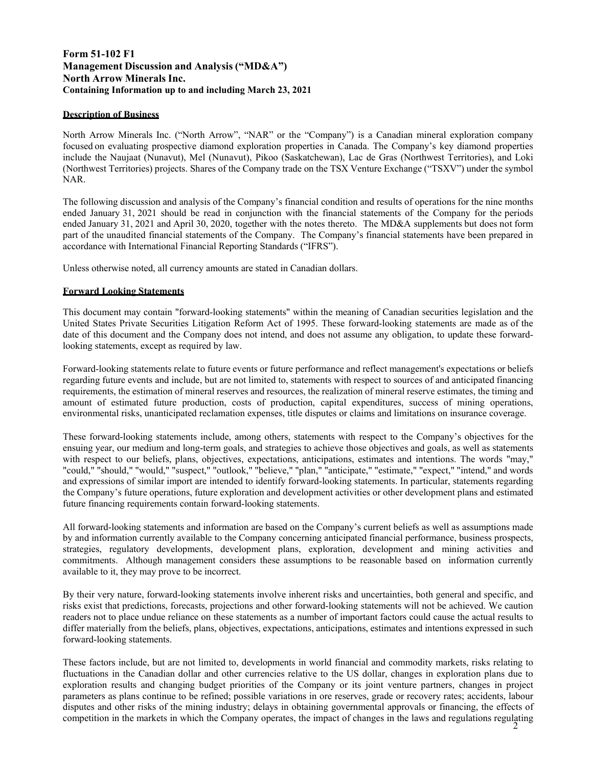# Form 51-102 F1
# Management Discussion and Analysis ("MD&A")
# North Arrow Minerals Inc.
**Containing Information up to and including March 23, 2021**

## Description of Business

North Arrow Minerals Inc. ("North Arrow", "NAR" or the "Company") is a Canadian mineral exploration company focused on evaluating prospective diamond exploration properties in Canada. The Company's key diamond properties include the Naujaat (Nunavut), Mel (Nunavut), Pikoo (Saskatchewan), Lac de Gras (Northwest Territories), and Loki (Northwest Territories) projects. Shares of the Company trade on the TSX Venture Exchange ("TSXV") under the symbol NAR.

The following discussion and analysis of the Company's financial condition and results of operations for the nine months ended January 31, 2021 should be read in conjunction with the financial statements of the Company for the periods ended January 31, 2021 and April 30, 2020, together with the notes thereto. The MD&A supplements but does not form part of the unaudited financial statements of the Company. The Company's financial statements have been prepared in accordance with International Financial Reporting Standards ("IFRS").

Unless otherwise noted, all currency amounts are stated in Canadian dollars.

## Forward Looking Statements

This document may contain "forward-looking statements" within the meaning of Canadian securities legislation and the United States Private Securities Litigation Reform Act of 1995. These forward-looking statements are made as of the date of this document and the Company does not intend, and does not assume any obligation, to update these forward-looking statements, except as required by law.

Forward-looking statements relate to future events or future performance and reflect management's expectations or beliefs regarding future events and include, but are not limited to, statements with respect to sources of and anticipated financing requirements, the estimation of mineral reserves and resources, the realization of mineral reserve estimates, the timing and amount of estimated future production, costs of production, capital expenditures, success of mining operations, environmental risks, unanticipated reclamation expenses, title disputes or claims and limitations on insurance coverage.

These forward-looking statements include, among others, statements with respect to the Company's objectives for the ensuing year, our medium and long-term goals, and strategies to achieve those objectives and goals, as well as statements with respect to our beliefs, plans, objectives, expectations, anticipations, estimates and intentions. The words "may," "could," "should," "would," "suspect," "outlook," "believe," "plan," "anticipate," "estimate," "expect," "intend," and words and expressions of similar import are intended to identify forward-looking statements. In particular, statements regarding the Company's future operations, future exploration and development activities or other development plans and estimated future financing requirements contain forward-looking statements.

All forward-looking statements and information are based on the Company's current beliefs as well as assumptions made by and information currently available to the Company concerning anticipated financial performance, business prospects, strategies, regulatory developments, development plans, exploration, development and mining activities and commitments. Although management considers these assumptions to be reasonable based on information currently available to it, they may prove to be incorrect.

By their very nature, forward-looking statements involve inherent risks and uncertainties, both general and specific, and risks exist that predictions, forecasts, projections and other forward-looking statements will not be achieved. We caution readers not to place undue reliance on these statements as a number of important factors could cause the actual results to differ materially from the beliefs, plans, objectives, expectations, anticipations, estimates and intentions expressed in such forward-looking statements.

These factors include, but are not limited to, developments in world financial and commodity markets, risks relating to fluctuations in the Canadian dollar and other currencies relative to the US dollar, changes in exploration plans due to exploration results and changing budget priorities of the Company or its joint venture partners, changes in project parameters as plans continue to be refined; possible variations in ore reserves, grade or recovery rates; accidents, labour disputes and other risks of the mining industry; delays in obtaining governmental approvals or financing, the effects of competition in the markets in which the Company operates, the impact of changes in the laws and regulations regulating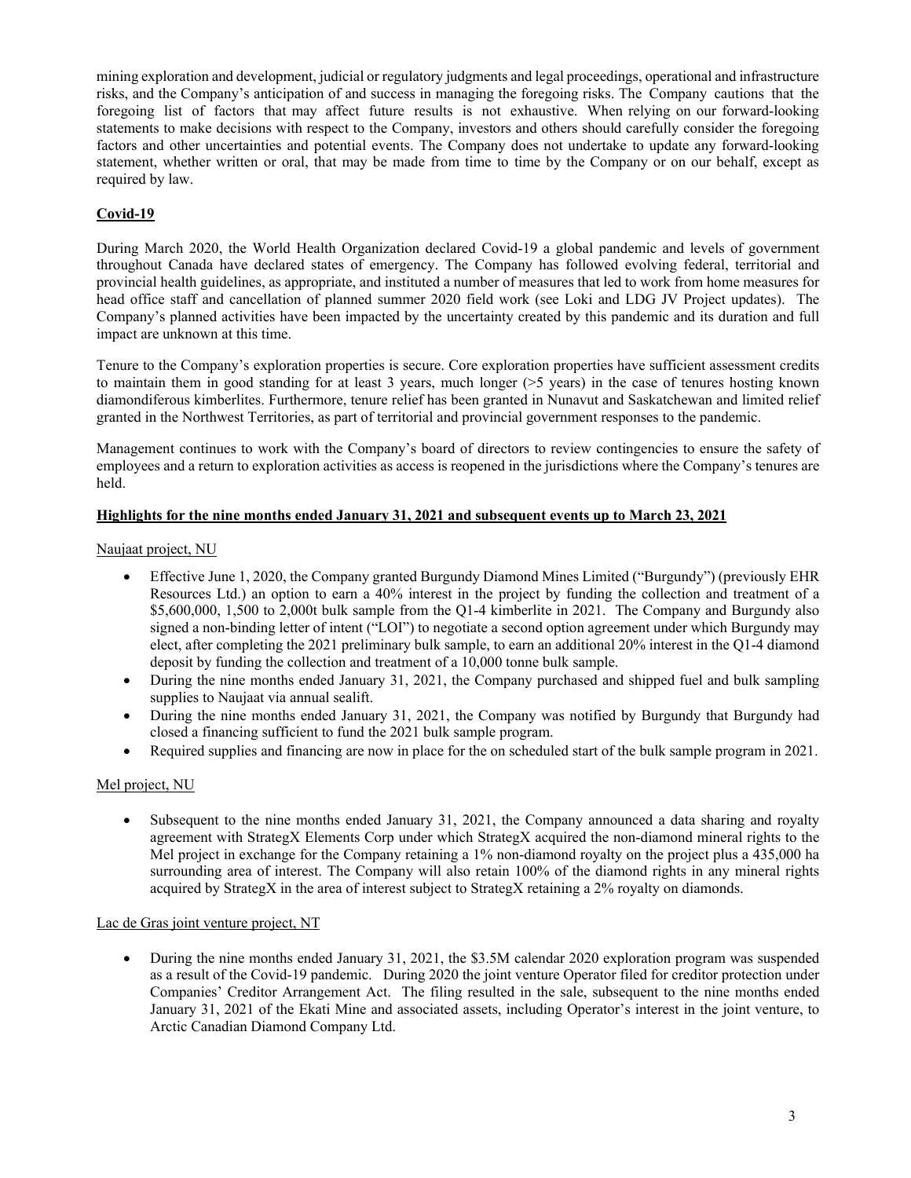mining exploration and development, judicial or regulatory judgments and legal proceedings, operational and infrastructure risks, and the Company's anticipation of and success in managing the foregoing risks. The Company cautions that the foregoing list of factors that may affect future results is not exhaustive. When relying on our forward-looking statements to make decisions with respect to the Company, investors and others should carefully consider the foregoing factors and other uncertainties and potential events. The Company does not undertake to update any forward-looking statement, whether written or oral, that may be made from time to time by the Company or on our behalf, except as required by law.

## Covid-19

During March 2020, the World Health Organization declared Covid-19 a global pandemic and levels of government throughout Canada have declared states of emergency. The Company has followed evolving federal, territorial and provincial health guidelines, as appropriate, and instituted a number of measures that led to work from home measures for head office staff and cancellation of planned summer 2020 field work (see Loki and LDG JV Project updates). The Company's planned activities have been impacted by the uncertainty created by this pandemic and its duration and full impact are unknown at this time.

Tenure to the Company's exploration properties is secure. Core exploration properties have sufficient assessment credits to maintain them in good standing for at least 3 years, much longer (>5 years) in the case of tenures hosting known diamondiferous kimberlites. Furthermore, tenure relief has been granted in Nunavut and Saskatchewan and limited relief granted in the Northwest Territories, as part of territorial and provincial government responses to the pandemic.

Management continues to work with the Company's board of directors to review contingencies to ensure the safety of employees and a return to exploration activities as access is reopened in the jurisdictions where the Company's tenures are held.

## Highlights for the nine months ended January 31, 2021 and subsequent events up to March 23, 2021

### Naujaat project, NU

- Effective June 1, 2020, the Company granted Burgundy Diamond Mines Limited ("Burgundy") (previously EHR Resources Ltd.) an option to earn a 40% interest in the project by funding the collection and treatment of a $5,600,000, 1,500 to 2,000t bulk sample from the Q1-4 kimberlite in 2021. The Company and Burgundy also signed a non-binding letter of intent ("LOI") to negotiate a second option agreement under which Burgundy may elect, after completing the 2021 preliminary bulk sample, to earn an additional 20% interest in the Q1-4 diamond deposit by funding the collection and treatment of a 10,000 tonne bulk sample.
- During the nine months ended January 31, 2021, the Company purchased and shipped fuel and bulk sampling supplies to Naujaat via annual sealift.
- During the nine months ended January 31, 2021, the Company was notified by Burgundy that Burgundy had closed a financing sufficient to fund the 2021 bulk sample program.
- Required supplies and financing are now in place for the on scheduled start of the bulk sample program in 2021.

### Mel project, NU

- Subsequent to the nine months ended January 31, 2021, the Company announced a data sharing and royalty agreement with StrategX Elements Corp under which StrategX acquired the non-diamond mineral rights to the Mel project in exchange for the Company retaining a 1% non-diamond royalty on the project plus a 435,000 ha surrounding area of interest. The Company will also retain 100% of the diamond rights in any mineral rights acquired by StrategX in the area of interest subject to StrategX retaining a 2% royalty on diamonds.

### Lac de Gras joint venture project, NT

- During the nine months ended January 31, 2021, the $3.5M calendar 2020 exploration program was suspended as a result of the Covid-19 pandemic. During 2020 the joint venture Operator filed for creditor protection under Companies' Creditor Arrangement Act. The filing resulted in the sale, subsequent to the nine months ended January 31, 2021 of the Ekati Mine and associated assets, including Operator's interest in the joint venture, to Arctic Canadian Diamond Company Ltd.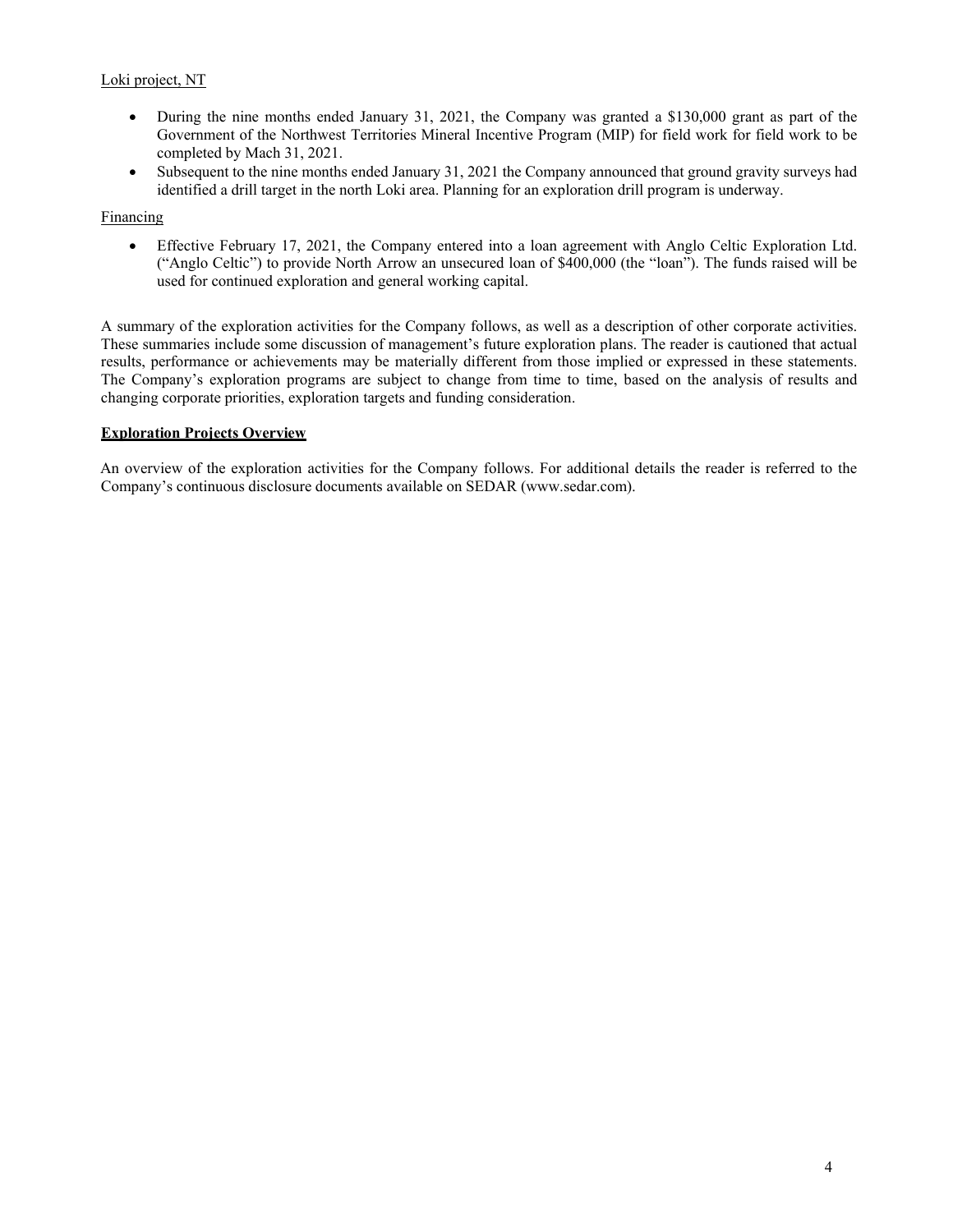Loki project, NT

- During the nine months ended January 31, 2021, the Company was granted a $130,000 grant as part of the Government of the Northwest Territories Mineral Incentive Program (MIP) for field work for field work to be completed by Mach 31, 2021.
- Subsequent to the nine months ended January 31, 2021 the Company announced that ground gravity surveys had identified a drill target in the north Loki area. Planning for an exploration drill program is underway.

Financing

- Effective February 17, 2021, the Company entered into a loan agreement with Anglo Celtic Exploration Ltd. ("Anglo Celtic") to provide North Arrow an unsecured loan of $400,000 (the "loan"). The funds raised will be used for continued exploration and general working capital.

A summary of the exploration activities for the Company follows, as well as a description of other corporate activities. These summaries include some discussion of management's future exploration plans. The reader is cautioned that actual results, performance or achievements may be materially different from those implied or expressed in these statements. The Company's exploration programs are subject to change from time to time, based on the analysis of results and changing corporate priorities, exploration targets and funding consideration.

**Exploration Projects Overview**

An overview of the exploration activities for the Company follows. For additional details the reader is referred to the Company's continuous disclosure documents available on SEDAR (www.sedar.com).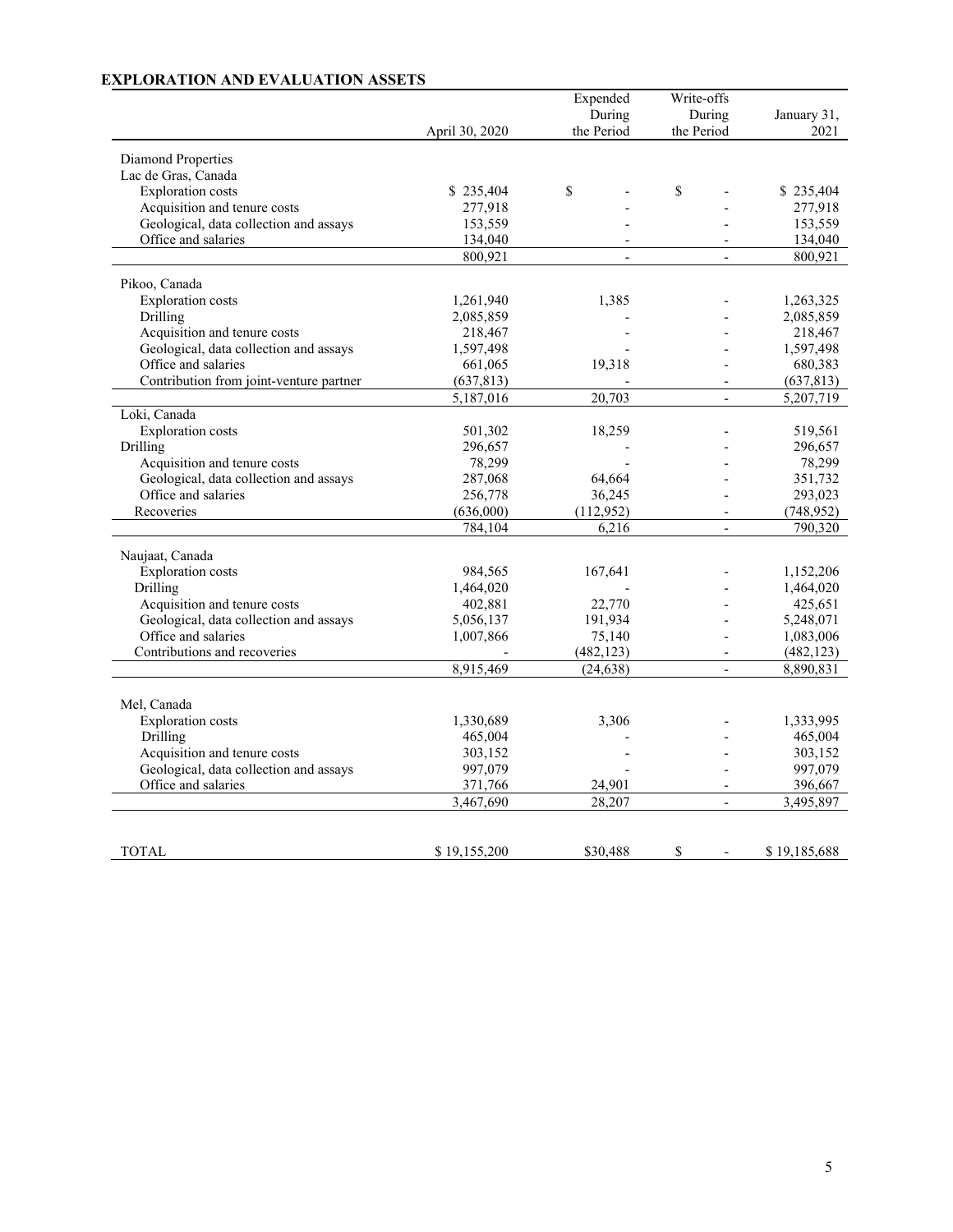## EXPLORATION AND EVALUATION ASSETS

| | April 30, 2020 | Expended During the Period | Write-offs During the Period | January 31, 2021 |
|---|---|---|---|---|
| Diamond Properties | | | | |
| Lac de Gras, Canada | | | | |
| Exploration costs | $ 235,404 | $ - | $ - | $ 235,404 |
| Acquisition and tenure costs | 277,918 | - | - | 277,918 |
| Geological, data collection and assays | 153,559 | - | - | 153,559 |
| Office and salaries | 134,040 | - | - | 134,040 |
| | 800,921 | - | - | 800,921 |
| Pikoo, Canada | | | | |
| Exploration costs | 1,261,940 | 1,385 | - | 1,263,325 |
| Drilling | 2,085,859 | - | - | 2,085,859 |
| Acquisition and tenure costs | 218,467 | - | - | 218,467 |
| Geological, data collection and assays | 1,597,498 | - | - | 1,597,498 |
| Office and salaries | 661,065 | 19,318 | - | 680,383 |
| Contribution from joint-venture partner | (637,813) | - | - | (637,813) |
| | 5,187,016 | 20,703 | - | 5,207,719 |
| Loki, Canada | | | | |
| Exploration costs | 501,302 | 18,259 | - | 519,561 |
| Drilling | 296,657 | - | - | 296,657 |
| Acquisition and tenure costs | 78,299 | - | - | 78,299 |
| Geological, data collection and assays | 287,068 | 64,664 | - | 351,732 |
| Office and salaries | 256,778 | 36,245 | - | 293,023 |
| Recoveries | (636,000) | (112,952) | - | (748,952) |
| | 784,104 | 6,216 | - | 790,320 |
| Naujaat, Canada | | | | |
| Exploration costs | 984,565 | 167,641 | - | 1,152,206 |
| Drilling | 1,464,020 | - | - | 1,464,020 |
| Acquisition and tenure costs | 402,881 | 22,770 | - | 425,651 |
| Geological, data collection and assays | 5,056,137 | 191,934 | - | 5,248,071 |
| Office and salaries | 1,007,866 | 75,140 | - | 1,083,006 |
| Contributions and recoveries | - | (482,123) | - | (482,123) |
| | 8,915,469 | (24,638) | - | 8,890,831 |
| Mel, Canada | | | | |
| Exploration costs | 1,330,689 | 3,306 | - | 1,333,995 |
| Drilling | 465,004 | - | - | 465,004 |
| Acquisition and tenure costs | 303,152 | - | - | 303,152 |
| Geological, data collection and assays | 997,079 | - | - | 997,079 |
| Office and salaries | 371,766 | 24,901 | - | 396,667 |
| | 3,467,690 | 28,207 | - | 3,495,897 |
| TOTAL | $ 19,155,200 | $30,488 | $ - | $ 19,185,688 |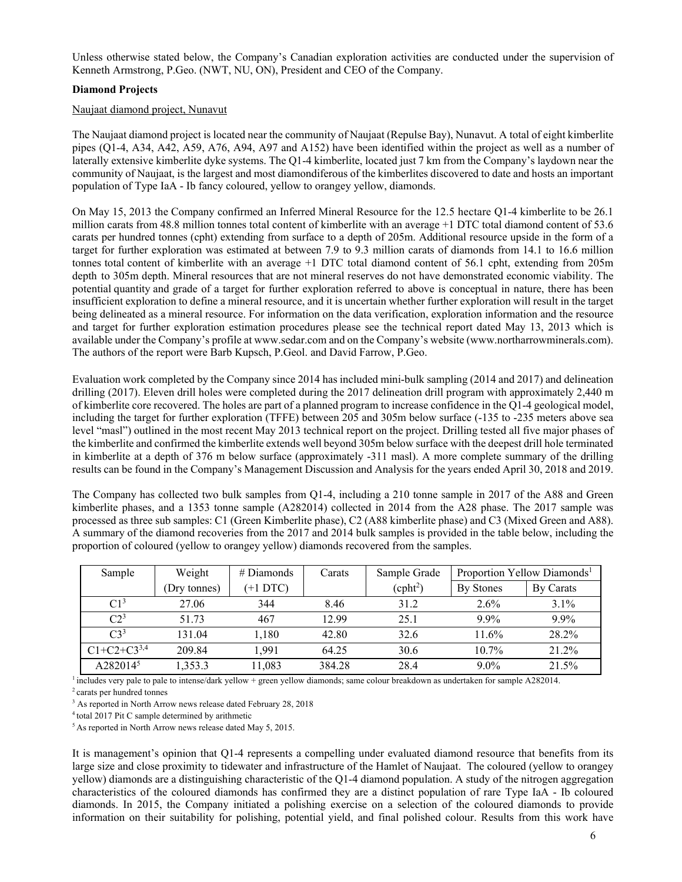Unless otherwise stated below, the Company's Canadian exploration activities are conducted under the supervision of Kenneth Armstrong, P.Geo. (NWT, NU, ON), President and CEO of the Company.

**Diamond Projects**

Naujaat diamond project, Nunavut

The Naujaat diamond project is located near the community of Naujaat (Repulse Bay), Nunavut. A total of eight kimberlite pipes (Q1-4, A34, A42, A59, A76, A94, A97 and A152) have been identified within the project as well as a number of laterally extensive kimberlite dyke systems. The Q1-4 kimberlite, located just 7 km from the Company's laydown near the community of Naujaat, is the largest and most diamondiferous of the kimberlites discovered to date and hosts an important population of Type IaA - Ib fancy coloured, yellow to orangey yellow, diamonds.

On May 15, 2013 the Company confirmed an Inferred Mineral Resource for the 12.5 hectare Q1-4 kimberlite to be 26.1 million carats from 48.8 million tonnes total content of kimberlite with an average +1 DTC total diamond content of 53.6 carats per hundred tonnes (cpht) extending from surface to a depth of 205m. Additional resource upside in the form of a target for further exploration was estimated at between 7.9 to 9.3 million carats of diamonds from 14.1 to 16.6 million tonnes total content of kimberlite with an average +1 DTC total diamond content of 56.1 cpht, extending from 205m depth to 305m depth. Mineral resources that are not mineral reserves do not have demonstrated economic viability. The potential quantity and grade of a target for further exploration referred to above is conceptual in nature, there has been insufficient exploration to define a mineral resource, and it is uncertain whether further exploration will result in the target being delineated as a mineral resource. For information on the data verification, exploration information and the resource and target for further exploration estimation procedures please see the technical report dated May 13, 2013 which is available under the Company's profile at www.sedar.com and on the Company's website (www.northarrowminerals.com). The authors of the report were Barb Kupsch, P.Geol. and David Farrow, P.Geo.

Evaluation work completed by the Company since 2014 has included mini-bulk sampling (2014 and 2017) and delineation drilling (2017). Eleven drill holes were completed during the 2017 delineation drill program with approximately 2,440 m of kimberlite core recovered. The holes are part of a planned program to increase confidence in the Q1-4 geological model, including the target for further exploration (TFFE) between 205 and 305m below surface (-135 to -235 meters above sea level "masl") outlined in the most recent May 2013 technical report on the project. Drilling tested all five major phases of the kimberlite and confirmed the kimberlite extends well beyond 305m below surface with the deepest drill hole terminated in kimberlite at a depth of 376 m below surface (approximately -311 masl). A more complete summary of the drilling results can be found in the Company's Management Discussion and Analysis for the years ended April 30, 2018 and 2019.

The Company has collected two bulk samples from Q1-4, including a 210 tonne sample in 2017 of the A88 and Green kimberlite phases, and a 1353 tonne sample (A282014) collected in 2014 from the A28 phase. The 2017 sample was processed as three sub samples: C1 (Green Kimberlite phase), C2 (A88 kimberlite phase) and C3 (Mixed Green and A88). A summary of the diamond recoveries from the 2017 and 2014 bulk samples is provided in the table below, including the proportion of coloured (yellow to orangey yellow) diamonds recovered from the samples.

| Sample | Weight (Dry tonnes) | # Diamonds (+1 DTC) | Carats | Sample Grade (cpht[2]) | Proportion Yellow Diamonds[1] | |
|---|---|---|---|---|---|---|
| | | | | | By Stones | By Carats |
| C1[3] | 27.06 | 344 | 8.46 | 31.2 | 2.6% | 3.1% |
| C2[3] | 51.73 | 467 | 12.99 | 25.1 | 9.9% | 9.9% |
| C3[3] | 131.04 | 1,180 | 42.80 | 32.6 | 11.6% | 28.2% |
| C1+C2+C3[3,4] | 209.84 | 1,991 | 64.25 | 30.6 | 10.7% | 21.2% |
| A282014[5] | 1,353.3 | 11,083 | 384.28 | 28.4 | 9.0% | 21.5% |

[1] includes very pale to pale to intense/dark yellow + green yellow diamonds; same colour breakdown as undertaken for sample A282014.
[2] carats per hundred tonnes
[3] As reported in North Arrow news release dated February 28, 2018
[4] total 2017 Pit C sample determined by arithmetic
[5] As reported in North Arrow news release dated May 5, 2015.

It is management's opinion that Q1-4 represents a compelling under evaluated diamond resource that benefits from its large size and close proximity to tidewater and infrastructure of the Hamlet of Naujaat. The coloured (yellow to orangey yellow) diamonds are a distinguishing characteristic of the Q1-4 diamond population. A study of the nitrogen aggregation characteristics of the coloured diamonds has confirmed they are a distinct population of rare Type IaA - Ib coloured diamonds. In 2015, the Company initiated a polishing exercise on a selection of the coloured diamonds to provide information on their suitability for polishing, potential yield, and final polished colour. Results from this work have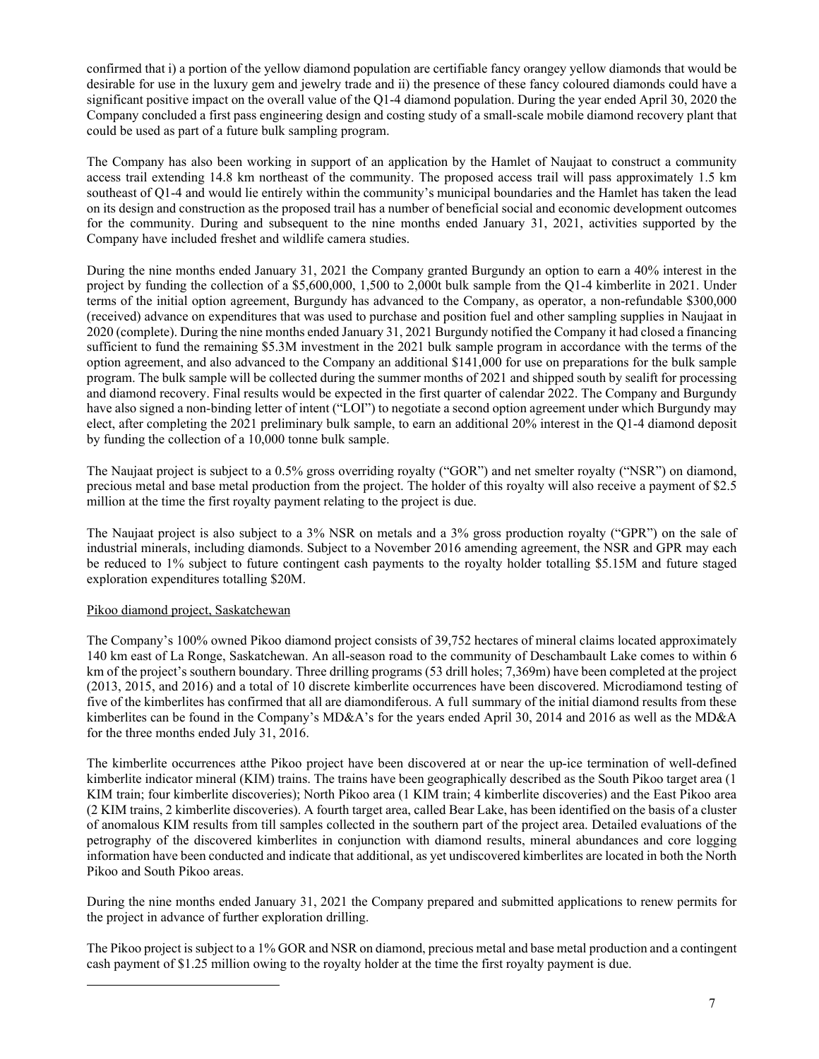confirmed that i) a portion of the yellow diamond population are certifiable fancy orangey yellow diamonds that would be desirable for use in the luxury gem and jewelry trade and ii) the presence of these fancy coloured diamonds could have a significant positive impact on the overall value of the Q1-4 diamond population. During the year ended April 30, 2020 the Company concluded a first pass engineering design and costing study of a small-scale mobile diamond recovery plant that could be used as part of a future bulk sampling program.

The Company has also been working in support of an application by the Hamlet of Naujaat to construct a community access trail extending 14.8 km northeast of the community. The proposed access trail will pass approximately 1.5 km southeast of Q1-4 and would lie entirely within the community's municipal boundaries and the Hamlet has taken the lead on its design and construction as the proposed trail has a number of beneficial social and economic development outcomes for the community. During and subsequent to the nine months ended January 31, 2021, activities supported by the Company have included freshet and wildlife camera studies.

During the nine months ended January 31, 2021 the Company granted Burgundy an option to earn a 40% interest in the project by funding the collection of a $5,600,000, 1,500 to 2,000t bulk sample from the Q1-4 kimberlite in 2021. Under terms of the initial option agreement, Burgundy has advanced to the Company, as operator, a non-refundable $300,000 (received) advance on expenditures that was used to purchase and position fuel and other sampling supplies in Naujaat in 2020 (complete). During the nine months ended January 31, 2021 Burgundy notified the Company it had closed a financing sufficient to fund the remaining $5.3M investment in the 2021 bulk sample program in accordance with the terms of the option agreement, and also advanced to the Company an additional $141,000 for use on preparations for the bulk sample program. The bulk sample will be collected during the summer months of 2021 and shipped south by sealift for processing and diamond recovery. Final results would be expected in the first quarter of calendar 2022. The Company and Burgundy have also signed a non-binding letter of intent ("LOI") to negotiate a second option agreement under which Burgundy may elect, after completing the 2021 preliminary bulk sample, to earn an additional 20% interest in the Q1-4 diamond deposit by funding the collection of a 10,000 tonne bulk sample.

The Naujaat project is subject to a 0.5% gross overriding royalty ("GOR") and net smelter royalty ("NSR") on diamond, precious metal and base metal production from the project. The holder of this royalty will also receive a payment of $2.5 million at the time the first royalty payment relating to the project is due.

The Naujaat project is also subject to a 3% NSR on metals and a 3% gross production royalty ("GPR") on the sale of industrial minerals, including diamonds. Subject to a November 2016 amending agreement, the NSR and GPR may each be reduced to 1% subject to future contingent cash payments to the royalty holder totalling $5.15M and future staged exploration expenditures totalling $20M.

Pikoo diamond project, Saskatchewan

The Company's 100% owned Pikoo diamond project consists of 39,752 hectares of mineral claims located approximately 140 km east of La Ronge, Saskatchewan. An all-season road to the community of Deschambault Lake comes to within 6 km of the project's southern boundary. Three drilling programs (53 drill holes; 7,369m) have been completed at the project (2013, 2015, and 2016) and a total of 10 discrete kimberlite occurrences have been discovered. Microdiamond testing of five of the kimberlites has confirmed that all are diamondiferous. A full summary of the initial diamond results from these kimberlites can be found in the Company's MD&A's for the years ended April 30, 2014 and 2016 as well as the MD&A for the three months ended July 31, 2016.

The kimberlite occurrences atthe Pikoo project have been discovered at or near the up-ice termination of well-defined kimberlite indicator mineral (KIM) trains. The trains have been geographically described as the South Pikoo target area (1 KIM train; four kimberlite discoveries); North Pikoo area (1 KIM train; 4 kimberlite discoveries) and the East Pikoo area (2 KIM trains, 2 kimberlite discoveries). A fourth target area, called Bear Lake, has been identified on the basis of a cluster of anomalous KIM results from till samples collected in the southern part of the project area. Detailed evaluations of the petrography of the discovered kimberlites in conjunction with diamond results, mineral abundances and core logging information have been conducted and indicate that additional, as yet undiscovered kimberlites are located in both the North Pikoo and South Pikoo areas.

During the nine months ended January 31, 2021 the Company prepared and submitted applications to renew permits for the project in advance of further exploration drilling.

The Pikoo project is subject to a 1% GOR and NSR on diamond, precious metal and base metal production and a contingent cash payment of $1.25 million owing to the royalty holder at the time the first royalty payment is due.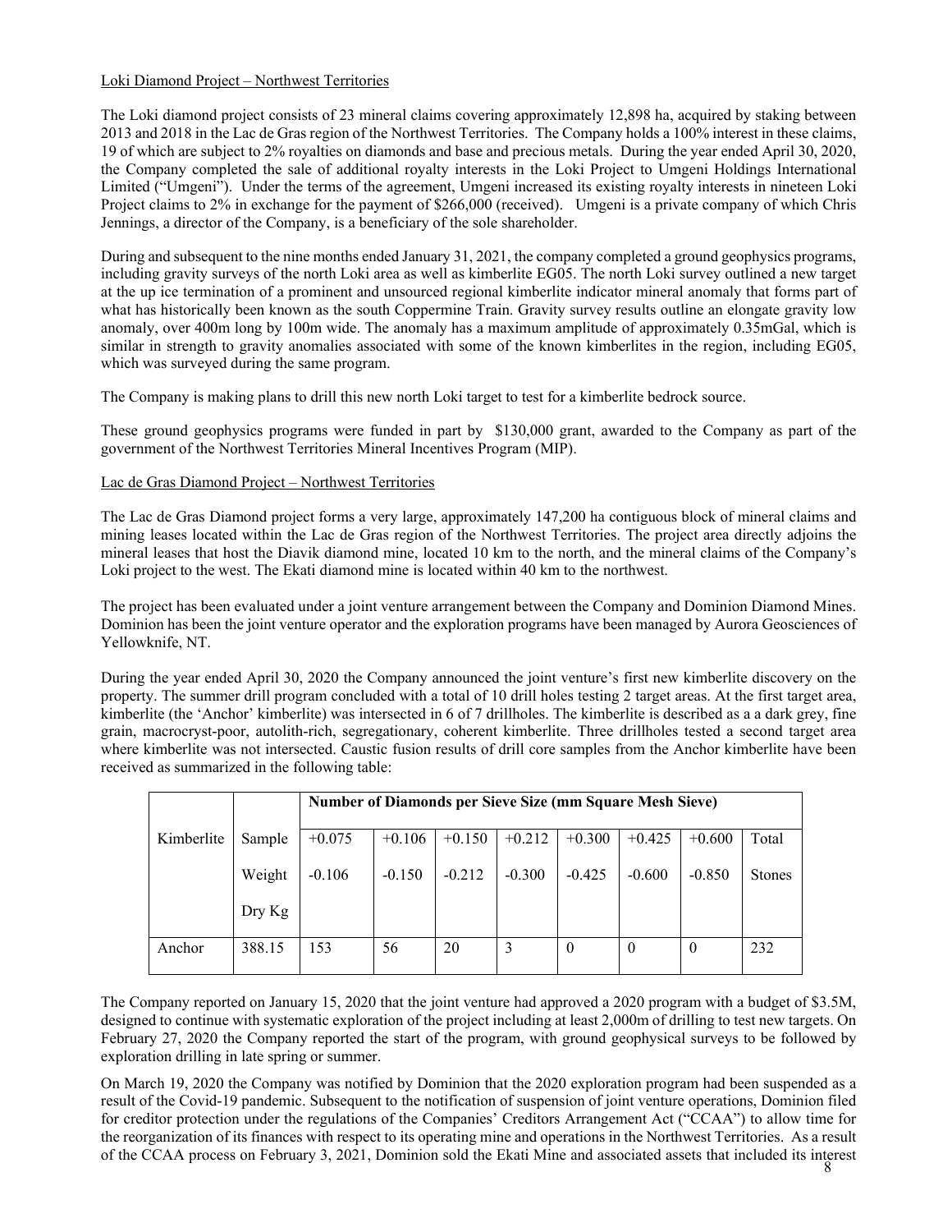Loki Diamond Project – Northwest Territories

The Loki diamond project consists of 23 mineral claims covering approximately 12,898 ha, acquired by staking between 2013 and 2018 in the Lac de Gras region of the Northwest Territories. The Company holds a 100% interest in these claims, 19 of which are subject to 2% royalties on diamonds and base and precious metals. During the year ended April 30, 2020, the Company completed the sale of additional royalty interests in the Loki Project to Umgeni Holdings International Limited ("Umgeni"). Under the terms of the agreement, Umgeni increased its existing royalty interests in nineteen Loki Project claims to 2% in exchange for the payment of $266,000 (received). Umgeni is a private company of which Chris Jennings, a director of the Company, is a beneficiary of the sole shareholder.

During and subsequent to the nine months ended January 31, 2021, the company completed a ground geophysics programs, including gravity surveys of the north Loki area as well as kimberlite EG05. The north Loki survey outlined a new target at the up ice termination of a prominent and unsourced regional kimberlite indicator mineral anomaly that forms part of what has historically been known as the south Coppermine Train. Gravity survey results outline an elongate gravity low anomaly, over 400m long by 100m wide. The anomaly has a maximum amplitude of approximately 0.35mGal, which is similar in strength to gravity anomalies associated with some of the known kimberlites in the region, including EG05, which was surveyed during the same program.

The Company is making plans to drill this new north Loki target to test for a kimberlite bedrock source.

These ground geophysics programs were funded in part by $130,000 grant, awarded to the Company as part of the government of the Northwest Territories Mineral Incentives Program (MIP).

Lac de Gras Diamond Project – Northwest Territories

The Lac de Gras Diamond project forms a very large, approximately 147,200 ha contiguous block of mineral claims and mining leases located within the Lac de Gras region of the Northwest Territories. The project area directly adjoins the mineral leases that host the Diavik diamond mine, located 10 km to the north, and the mineral claims of the Company's Loki project to the west. The Ekati diamond mine is located within 40 km to the northwest.

The project has been evaluated under a joint venture arrangement between the Company and Dominion Diamond Mines. Dominion has been the joint venture operator and the exploration programs have been managed by Aurora Geosciences of Yellowknife, NT.

During the year ended April 30, 2020 the Company announced the joint venture's first new kimberlite discovery on the property. The summer drill program concluded with a total of 10 drill holes testing 2 target areas. At the first target area, kimberlite (the 'Anchor' kimberlite) was intersected in 6 of 7 drillholes. The kimberlite is described as a a dark grey, fine grain, macrocryst-poor, autolith-rich, segregationary, coherent kimberlite. Three drillholes tested a second target area where kimberlite was not intersected. Caustic fusion results of drill core samples from the Anchor kimberlite have been received as summarized in the following table:

| Kimberlite | Sample Weight Dry Kg | Number of Diamonds per Sieve Size (mm Square Mesh Sieve) | | | | | | | |
|---|---|---|---|---|---|---|---|---|---|
| | | +0.075 -0.106 | +0.106 -0.150 | +0.150 -0.212 | +0.212 -0.300 | +0.300 -0.425 | +0.425 -0.600 | +0.600 -0.850 | Total Stones |
| Anchor | 388.15 | 153 | 56 | 20 | 3 | 0 | 0 | 0 | 232 |

The Company reported on January 15, 2020 that the joint venture had approved a 2020 program with a budget of $3.5M, designed to continue with systematic exploration of the project including at least 2,000m of drilling to test new targets. On February 27, 2020 the Company reported the start of the program, with ground geophysical surveys to be followed by exploration drilling in late spring or summer.

On March 19, 2020 the Company was notified by Dominion that the 2020 exploration program had been suspended as a result of the Covid-19 pandemic. Subsequent to the notification of suspension of joint venture operations, Dominion filed for creditor protection under the regulations of the Companies' Creditors Arrangement Act ("CCAA") to allow time for the reorganization of its finances with respect to its operating mine and operations in the Northwest Territories. As a result of the CCAA process on February 3, 2021, Dominion sold the Ekati Mine and associated assets that included its interest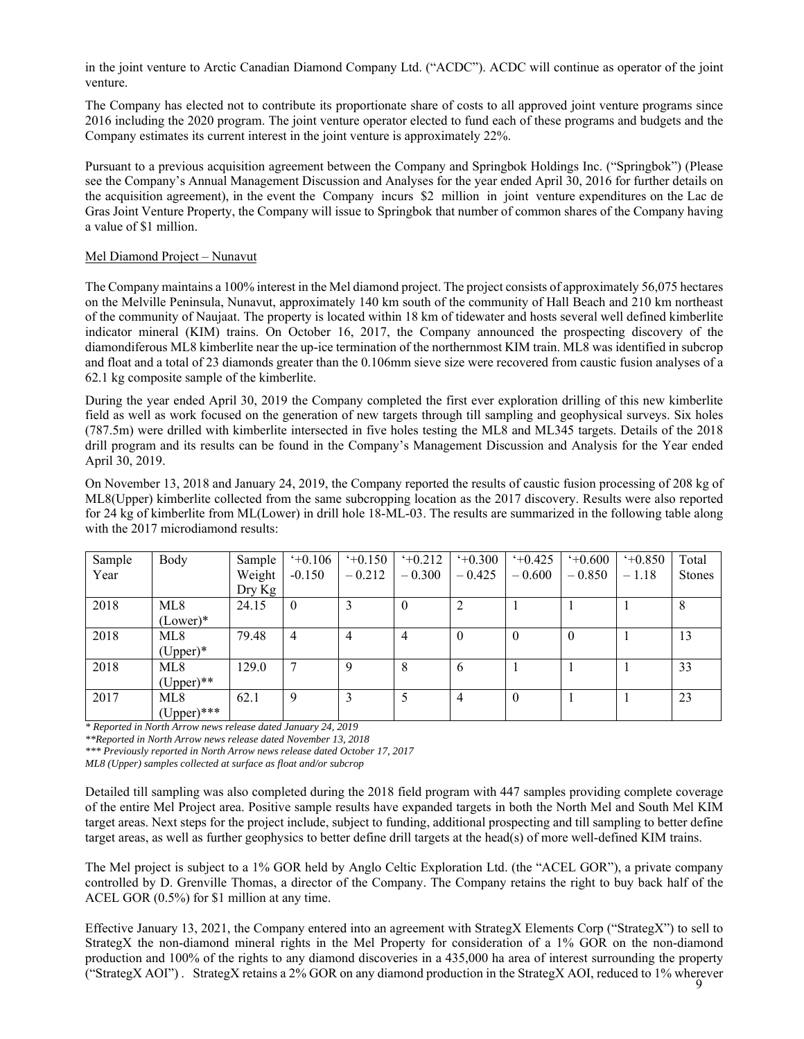in the joint venture to Arctic Canadian Diamond Company Ltd. ("ACDC"). ACDC will continue as operator of the joint venture.

The Company has elected not to contribute its proportionate share of costs to all approved joint venture programs since 2016 including the 2020 program. The joint venture operator elected to fund each of these programs and budgets and the Company estimates its current interest in the joint venture is approximately 22%.

Pursuant to a previous acquisition agreement between the Company and Springbok Holdings Inc. ("Springbok") (Please see the Company's Annual Management Discussion and Analyses for the year ended April 30, 2016 for further details on the acquisition agreement), in the event the Company incurs $2 million in joint venture expenditures on the Lac de Gras Joint Venture Property, the Company will issue to Springbok that number of common shares of the Company having a value of $1 million.

Mel Diamond Project – Nunavut

The Company maintains a 100% interest in the Mel diamond project. The project consists of approximately 56,075 hectares on the Melville Peninsula, Nunavut, approximately 140 km south of the community of Hall Beach and 210 km northeast of the community of Naujaat. The property is located within 18 km of tidewater and hosts several well defined kimberlite indicator mineral (KIM) trains. On October 16, 2017, the Company announced the prospecting discovery of the diamondiferous ML8 kimberlite near the up-ice termination of the northernmost KIM train. ML8 was identified in subcrop and float and a total of 23 diamonds greater than the 0.106mm sieve size were recovered from caustic fusion analyses of a 62.1 kg composite sample of the kimberlite.

During the year ended April 30, 2019 the Company completed the first ever exploration drilling of this new kimberlite field as well as work focused on the generation of new targets through till sampling and geophysical surveys. Six holes (787.5m) were drilled with kimberlite intersected in five holes testing the ML8 and ML345 targets. Details of the 2018 drill program and its results can be found in the Company's Management Discussion and Analysis for the Year ended April 30, 2019.

On November 13, 2018 and January 24, 2019, the Company reported the results of caustic fusion processing of 208 kg of ML8(Upper) kimberlite collected from the same subcropping location as the 2017 discovery. Results were also reported for 24 kg of kimberlite from ML(Lower) in drill hole 18-ML-03. The results are summarized in the following table along with the 2017 microdiamond results:

| Sample Year | Body | Sample Weight Dry Kg | '+0.106 -0.150 | '+0.150 – 0.212 | '+0.212 – 0.300 | '+0.300 – 0.425 | '+0.425 – 0.600 | '+0.600 – 0.850 | '+0.850 – 1.18 | Total Stones |
|---|---|---|---|---|---|---|---|---|---|---|
| 2018 | ML8 (Lower)* | 24.15 | 0 | 3 | 0 | 2 | 1 | 1 | 1 | 8 |
| 2018 | ML8 (Upper)* | 79.48 | 4 | 4 | 4 | 0 | 0 | 0 | 1 | 13 |
| 2018 | ML8 (Upper)** | 129.0 | 7 | 9 | 8 | 6 | 1 | 1 | 1 | 33 |
| 2017 | ML8 (Upper)*** | 62.1 | 9 | 3 | 5 | 4 | 0 | 1 | 1 | 23 |

*\* Reported in North Arrow news release dated January 24, 2019*
*\*\*Reported in North Arrow news release dated November 13, 2018*
*\*\*\* Previously reported in North Arrow news release dated October 17, 2017*
*ML8 (Upper) samples collected at surface as float and/or subcrop*

Detailed till sampling was also completed during the 2018 field program with 447 samples providing complete coverage of the entire Mel Project area. Positive sample results have expanded targets in both the North Mel and South Mel KIM target areas. Next steps for the project include, subject to funding, additional prospecting and till sampling to better define target areas, as well as further geophysics to better define drill targets at the head(s) of more well-defined KIM trains.

The Mel project is subject to a 1% GOR held by Anglo Celtic Exploration Ltd. (the "ACEL GOR"), a private company controlled by D. Grenville Thomas, a director of the Company. The Company retains the right to buy back half of the ACEL GOR (0.5%) for $1 million at any time.

Effective January 13, 2021, the Company entered into an agreement with StrategX Elements Corp ("StrategX") to sell to StrategX the non-diamond mineral rights in the Mel Property for consideration of a 1% GOR on the non-diamond production and 100% of the rights to any diamond discoveries in a 435,000 ha area of interest surrounding the property ("StrategX AOI"). StrategX retains a 2% GOR on any diamond production in the StrategX AOI, reduced to 1% wherever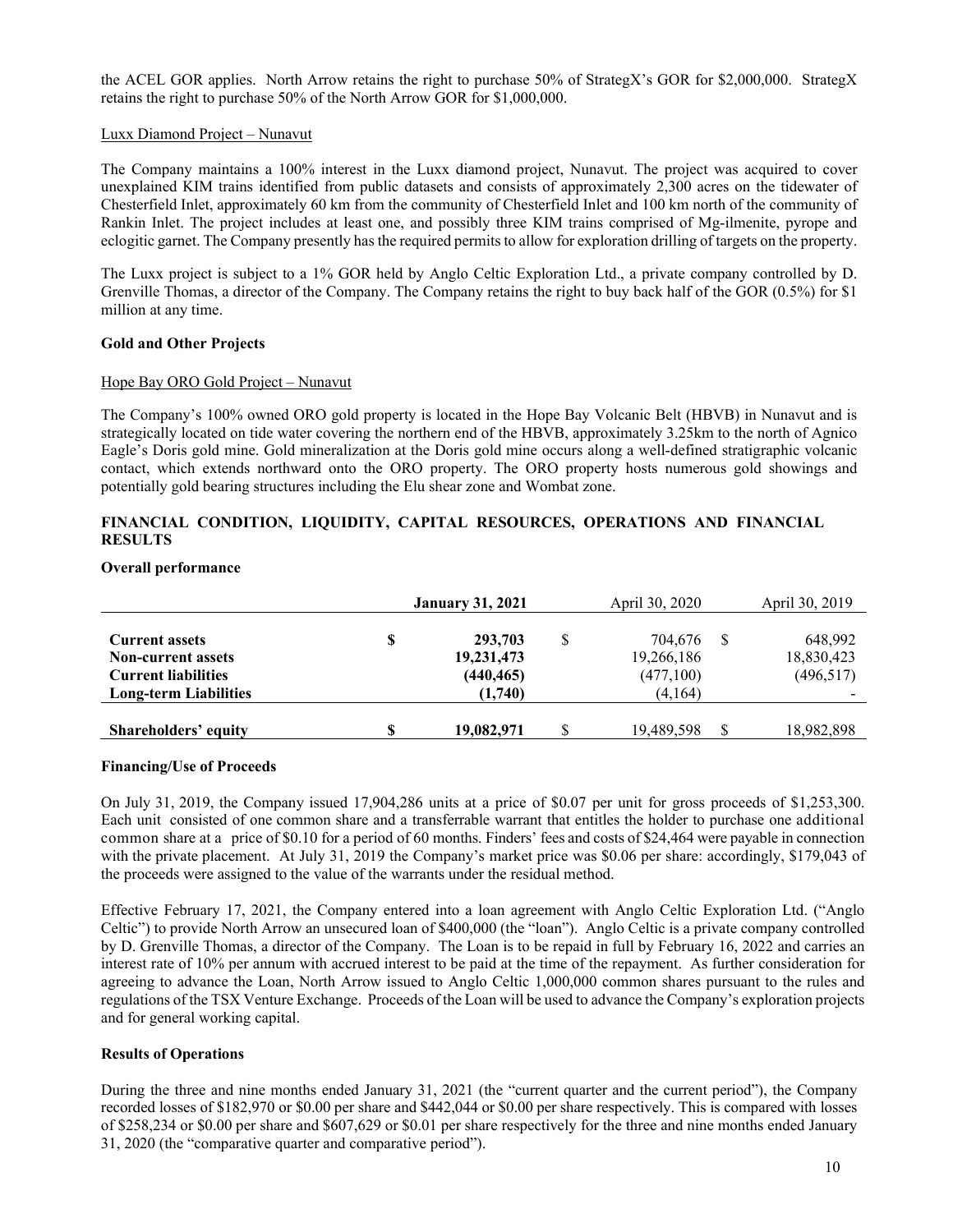the ACEL GOR applies. North Arrow retains the right to purchase 50% of StrategX's GOR for $2,000,000. StrategX retains the right to purchase 50% of the North Arrow GOR for $1,000,000.

Luxx Diamond Project – Nunavut

The Company maintains a 100% interest in the Luxx diamond project, Nunavut. The project was acquired to cover unexplained KIM trains identified from public datasets and consists of approximately 2,300 acres on the tidewater of Chesterfield Inlet, approximately 60 km from the community of Chesterfield Inlet and 100 km north of the community of Rankin Inlet. The project includes at least one, and possibly three KIM trains comprised of Mg-ilmenite, pyrope and eclogitic garnet. The Company presently has the required permits to allow for exploration drilling of targets on the property.

The Luxx project is subject to a 1% GOR held by Anglo Celtic Exploration Ltd., a private company controlled by D. Grenville Thomas, a director of the Company. The Company retains the right to buy back half of the GOR (0.5%) for $1 million at any time.

**Gold and Other Projects**

Hope Bay ORO Gold Project – Nunavut

The Company's 100% owned ORO gold property is located in the Hope Bay Volcanic Belt (HBVB) in Nunavut and is strategically located on tide water covering the northern end of the HBVB, approximately 3.25km to the north of Agnico Eagle's Doris gold mine. Gold mineralization at the Doris gold mine occurs along a well-defined stratigraphic volcanic contact, which extends northward onto the ORO property. The ORO property hosts numerous gold showings and potentially gold bearing structures including the Elu shear zone and Wombat zone.

## FINANCIAL CONDITION, LIQUIDITY, CAPITAL RESOURCES, OPERATIONS AND FINANCIAL RESULTS

**Overall performance**

| | | **January 31, 2021** | | April 30, 2020 | | April 30, 2019 |
|---|---|---|---|---|---|---|
| **Current assets** | $ | 293,703 | $ | 704,676 | $ | 648,992 |
| **Non-current assets** | | 19,231,473 | | 19,266,186 | | 18,830,423 |
| **Current liabilities** | | (440,465) | | (477,100) | | (496,517) |
| **Long-term Liabilities** | | (1,740) | | (4,164) | | - |
| **Shareholders' equity** | $ | 19,082,971 | $ | 19,489,598 | $ | 18,982,898 |

**Financing/Use of Proceeds**

On July 31, 2019, the Company issued 17,904,286 units at a price of $0.07 per unit for gross proceeds of $1,253,300. Each unit consisted of one common share and a transferrable warrant that entitles the holder to purchase one additional common share at a price of $0.10 for a period of 60 months. Finders' fees and costs of $24,464 were payable in connection with the private placement. At July 31, 2019 the Company's market price was $0.06 per share: accordingly, $179,043 of the proceeds were assigned to the value of the warrants under the residual method.

Effective February 17, 2021, the Company entered into a loan agreement with Anglo Celtic Exploration Ltd. ("Anglo Celtic") to provide North Arrow an unsecured loan of $400,000 (the "loan"). Anglo Celtic is a private company controlled by D. Grenville Thomas, a director of the Company. The Loan is to be repaid in full by February 16, 2022 and carries an interest rate of 10% per annum with accrued interest to be paid at the time of the repayment. As further consideration for agreeing to advance the Loan, North Arrow issued to Anglo Celtic 1,000,000 common shares pursuant to the rules and regulations of the TSX Venture Exchange. Proceeds of the Loan will be used to advance the Company's exploration projects and for general working capital.

**Results of Operations**

During the three and nine months ended January 31, 2021 (the "current quarter and the current period"), the Company recorded losses of $182,970 or $0.00 per share and $442,044 or $0.00 per share respectively. This is compared with losses of $258,234 or $0.00 per share and $607,629 or $0.01 per share respectively for the three and nine months ended January 31, 2020 (the "comparative quarter and comparative period").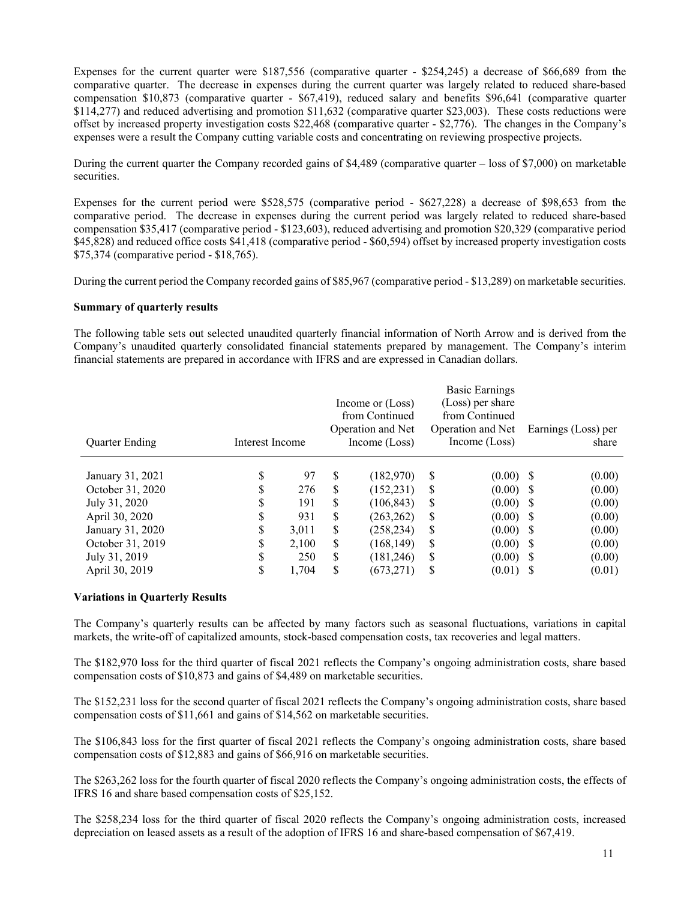Expenses for the current quarter were $187,556 (comparative quarter - $254,245) a decrease of $66,689 from the comparative quarter. The decrease in expenses during the current quarter was largely related to reduced share-based compensation $10,873 (comparative quarter - $67,419), reduced salary and benefits $96,641 (comparative quarter $114,277) and reduced advertising and promotion $11,632 (comparative quarter $23,003). These costs reductions were offset by increased property investigation costs $22,468 (comparative quarter - $2,776). The changes in the Company's expenses were a result the Company cutting variable costs and concentrating on reviewing prospective projects.

During the current quarter the Company recorded gains of $4,489 (comparative quarter – loss of $7,000) on marketable securities.

Expenses for the current period were $528,575 (comparative period - $627,228) a decrease of $98,653 from the comparative period. The decrease in expenses during the current period was largely related to reduced share-based compensation $35,417 (comparative period - $123,603), reduced advertising and promotion $20,329 (comparative period $45,828) and reduced office costs $41,418 (comparative period - $60,594) offset by increased property investigation costs $75,374 (comparative period - $18,765).

During the current period the Company recorded gains of $85,967 (comparative period - $13,289) on marketable securities.

**Summary of quarterly results**

The following table sets out selected unaudited quarterly financial information of North Arrow and is derived from the Company's unaudited quarterly consolidated financial statements prepared by management. The Company's interim financial statements are prepared in accordance with IFRS and are expressed in Canadian dollars.

| Quarter Ending | Interest Income | Income or (Loss) from Continued Operation and Net Income (Loss) | Basic Earnings (Loss) per share from Continued Operation and Net Income (Loss) | Earnings (Loss) per share |
|---|---|---|---|---|
| January 31, 2021 | $ 97 | $ (182,970) | $ (0.00) | $ (0.00) |
| October 31, 2020 | $ 276 | $ (152,231) | $ (0.00) | $ (0.00) |
| July 31, 2020 | $ 191 | $ (106,843) | $ (0.00) | $ (0.00) |
| April 30, 2020 | $ 931 | $ (263,262) | $ (0.00) | $ (0.00) |
| January 31, 2020 | $ 3,011 | $ (258,234) | $ (0.00) | $ (0.00) |
| October 31, 2019 | $ 2,100 | $ (168,149) | $ (0.00) | $ (0.00) |
| July 31, 2019 | $ 250 | $ (181,246) | $ (0.00) | $ (0.00) |
| April 30, 2019 | $ 1,704 | $ (673,271) | $ (0.01) | $ (0.01) |

**Variations in Quarterly Results**

The Company's quarterly results can be affected by many factors such as seasonal fluctuations, variations in capital markets, the write-off of capitalized amounts, stock-based compensation costs, tax recoveries and legal matters.

The $182,970 loss for the third quarter of fiscal 2021 reflects the Company's ongoing administration costs, share based compensation costs of $10,873 and gains of $4,489 on marketable securities.

The $152,231 loss for the second quarter of fiscal 2021 reflects the Company's ongoing administration costs, share based compensation costs of $11,661 and gains of $14,562 on marketable securities.

The $106,843 loss for the first quarter of fiscal 2021 reflects the Company's ongoing administration costs, share based compensation costs of $12,883 and gains of $66,916 on marketable securities.

The $263,262 loss for the fourth quarter of fiscal 2020 reflects the Company's ongoing administration costs, the effects of IFRS 16 and share based compensation costs of $25,152.

The $258,234 loss for the third quarter of fiscal 2020 reflects the Company's ongoing administration costs, increased depreciation on leased assets as a result of the adoption of IFRS 16 and share-based compensation of $67,419.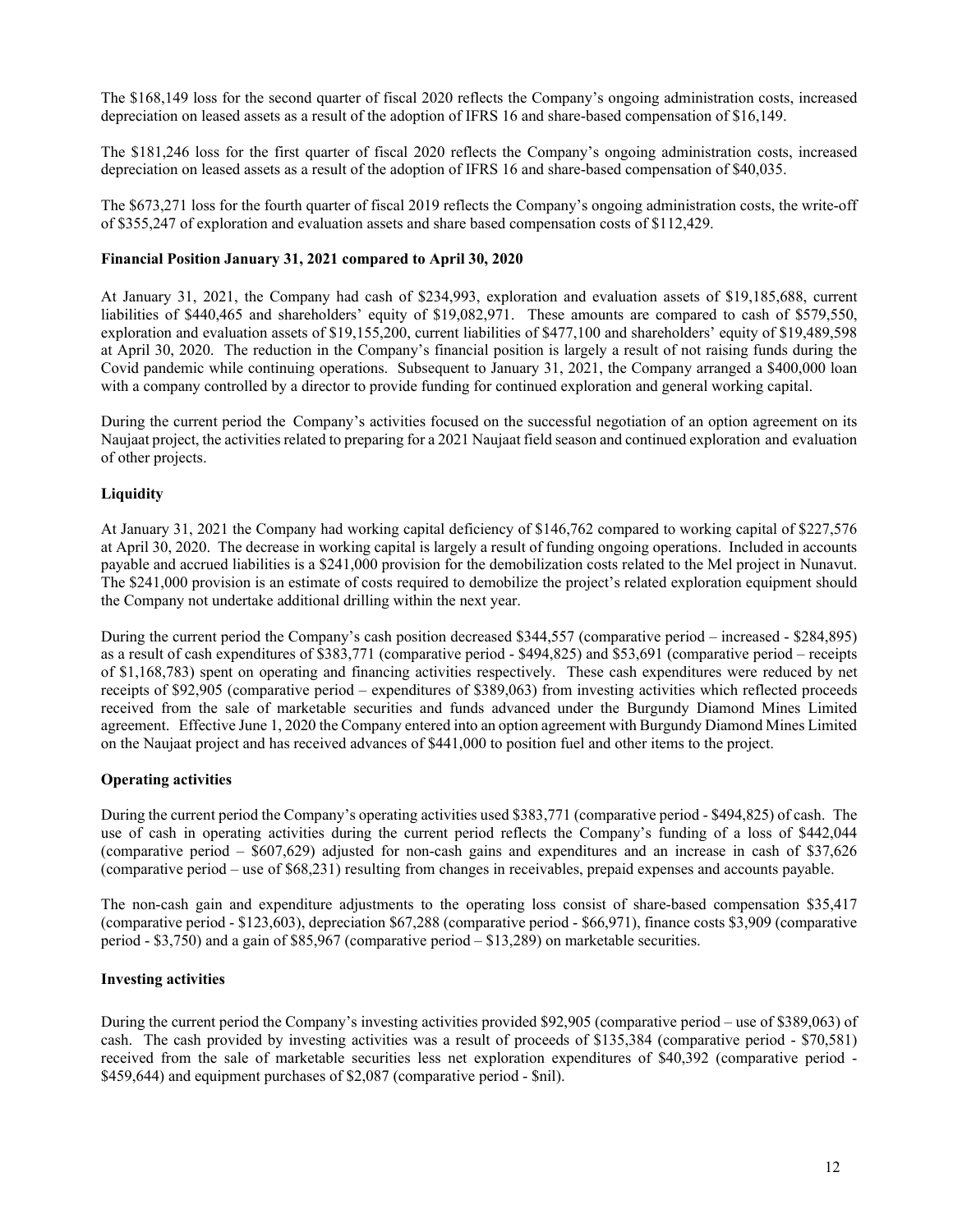The $168,149 loss for the second quarter of fiscal 2020 reflects the Company's ongoing administration costs, increased depreciation on leased assets as a result of the adoption of IFRS 16 and share-based compensation of $16,149.

The $181,246 loss for the first quarter of fiscal 2020 reflects the Company's ongoing administration costs, increased depreciation on leased assets as a result of the adoption of IFRS 16 and share-based compensation of $40,035.

The $673,271 loss for the fourth quarter of fiscal 2019 reflects the Company's ongoing administration costs, the write-off of $355,247 of exploration and evaluation assets and share based compensation costs of $112,429.

**Financial Position January 31, 2021 compared to April 30, 2020**

At January 31, 2021, the Company had cash of $234,993, exploration and evaluation assets of $19,185,688, current liabilities of $440,465 and shareholders' equity of $19,082,971. These amounts are compared to cash of $579,550, exploration and evaluation assets of $19,155,200, current liabilities of $477,100 and shareholders' equity of $19,489,598 at April 30, 2020. The reduction in the Company's financial position is largely a result of not raising funds during the Covid pandemic while continuing operations. Subsequent to January 31, 2021, the Company arranged a $400,000 loan with a company controlled by a director to provide funding for continued exploration and general working capital.

During the current period the Company's activities focused on the successful negotiation of an option agreement on its Naujaat project, the activities related to preparing for a 2021 Naujaat field season and continued exploration and evaluation of other projects.

**Liquidity**

At January 31, 2021 the Company had working capital deficiency of $146,762 compared to working capital of $227,576 at April 30, 2020. The decrease in working capital is largely a result of funding ongoing operations. Included in accounts payable and accrued liabilities is a $241,000 provision for the demobilization costs related to the Mel project in Nunavut. The $241,000 provision is an estimate of costs required to demobilize the project's related exploration equipment should the Company not undertake additional drilling within the next year.

During the current period the Company's cash position decreased $344,557 (comparative period – increased - $284,895) as a result of cash expenditures of $383,771 (comparative period - $494,825) and $53,691 (comparative period – receipts of $1,168,783) spent on operating and financing activities respectively. These cash expenditures were reduced by net receipts of $92,905 (comparative period – expenditures of $389,063) from investing activities which reflected proceeds received from the sale of marketable securities and funds advanced under the Burgundy Diamond Mines Limited agreement. Effective June 1, 2020 the Company entered into an option agreement with Burgundy Diamond Mines Limited on the Naujaat project and has received advances of $441,000 to position fuel and other items to the project.

**Operating activities**

During the current period the Company's operating activities used $383,771 (comparative period - $494,825) of cash. The use of cash in operating activities during the current period reflects the Company's funding of a loss of $442,044 (comparative period – $607,629) adjusted for non-cash gains and expenditures and an increase in cash of $37,626 (comparative period – use of $68,231) resulting from changes in receivables, prepaid expenses and accounts payable.

The non-cash gain and expenditure adjustments to the operating loss consist of share-based compensation $35,417 (comparative period - $123,603), depreciation $67,288 (comparative period - $66,971), finance costs $3,909 (comparative period - $3,750) and a gain of $85,967 (comparative period – $13,289) on marketable securities.

**Investing activities**

During the current period the Company's investing activities provided $92,905 (comparative period – use of $389,063) of cash. The cash provided by investing activities was a result of proceeds of $135,384 (comparative period - $70,581) received from the sale of marketable securities less net exploration expenditures of $40,392 (comparative period - $459,644) and equipment purchases of $2,087 (comparative period - $nil).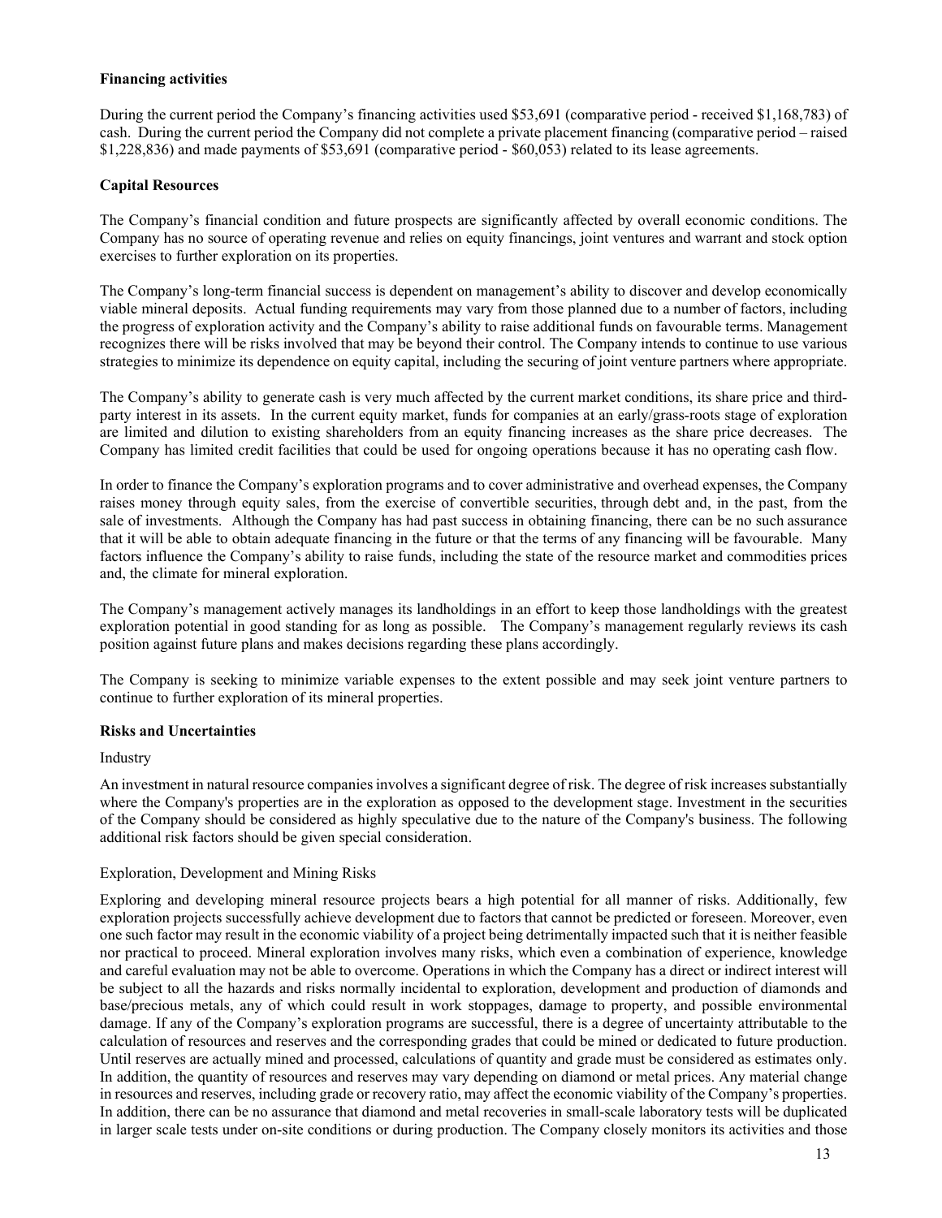**Financing activities**

During the current period the Company's financing activities used $53,691 (comparative period - received $1,168,783) of cash. During the current period the Company did not complete a private placement financing (comparative period – raised $1,228,836) and made payments of $53,691 (comparative period - $60,053) related to its lease agreements.

**Capital Resources**

The Company's financial condition and future prospects are significantly affected by overall economic conditions. The Company has no source of operating revenue and relies on equity financings, joint ventures and warrant and stock option exercises to further exploration on its properties.

The Company's long-term financial success is dependent on management's ability to discover and develop economically viable mineral deposits. Actual funding requirements may vary from those planned due to a number of factors, including the progress of exploration activity and the Company's ability to raise additional funds on favourable terms. Management recognizes there will be risks involved that may be beyond their control. The Company intends to continue to use various strategies to minimize its dependence on equity capital, including the securing of joint venture partners where appropriate.

The Company's ability to generate cash is very much affected by the current market conditions, its share price and third-party interest in its assets. In the current equity market, funds for companies at an early/grass-roots stage of exploration are limited and dilution to existing shareholders from an equity financing increases as the share price decreases. The Company has limited credit facilities that could be used for ongoing operations because it has no operating cash flow.

In order to finance the Company's exploration programs and to cover administrative and overhead expenses, the Company raises money through equity sales, from the exercise of convertible securities, through debt and, in the past, from the sale of investments. Although the Company has had past success in obtaining financing, there can be no such assurance that it will be able to obtain adequate financing in the future or that the terms of any financing will be favourable. Many factors influence the Company's ability to raise funds, including the state of the resource market and commodities prices and, the climate for mineral exploration.

The Company's management actively manages its landholdings in an effort to keep those landholdings with the greatest exploration potential in good standing for as long as possible. The Company's management regularly reviews its cash position against future plans and makes decisions regarding these plans accordingly.

The Company is seeking to minimize variable expenses to the extent possible and may seek joint venture partners to continue to further exploration of its mineral properties.

**Risks and Uncertainties**

Industry

An investment in natural resource companies involves a significant degree of risk. The degree of risk increases substantially where the Company's properties are in the exploration as opposed to the development stage. Investment in the securities of the Company should be considered as highly speculative due to the nature of the Company's business. The following additional risk factors should be given special consideration.

Exploration, Development and Mining Risks

Exploring and developing mineral resource projects bears a high potential for all manner of risks. Additionally, few exploration projects successfully achieve development due to factors that cannot be predicted or foreseen. Moreover, even one such factor may result in the economic viability of a project being detrimentally impacted such that it is neither feasible nor practical to proceed. Mineral exploration involves many risks, which even a combination of experience, knowledge and careful evaluation may not be able to overcome. Operations in which the Company has a direct or indirect interest will be subject to all the hazards and risks normally incidental to exploration, development and production of diamonds and base/precious metals, any of which could result in work stoppages, damage to property, and possible environmental damage. If any of the Company's exploration programs are successful, there is a degree of uncertainty attributable to the calculation of resources and reserves and the corresponding grades that could be mined or dedicated to future production. Until reserves are actually mined and processed, calculations of quantity and grade must be considered as estimates only. In addition, the quantity of resources and reserves may vary depending on diamond or metal prices. Any material change in resources and reserves, including grade or recovery ratio, may affect the economic viability of the Company's properties. In addition, there can be no assurance that diamond and metal recoveries in small-scale laboratory tests will be duplicated in larger scale tests under on-site conditions or during production. The Company closely monitors its activities and those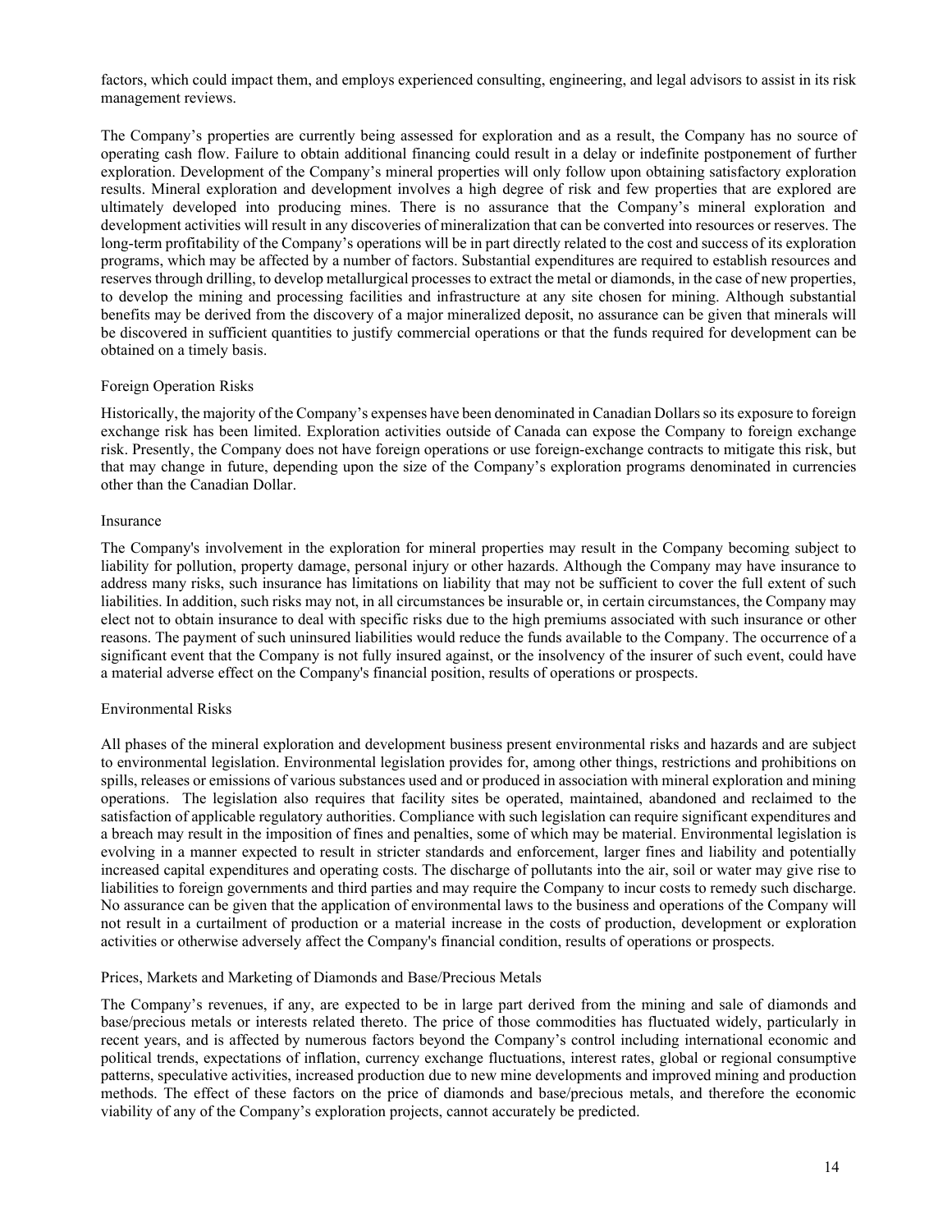factors, which could impact them, and employs experienced consulting, engineering, and legal advisors to assist in its risk management reviews.

The Company's properties are currently being assessed for exploration and as a result, the Company has no source of operating cash flow. Failure to obtain additional financing could result in a delay or indefinite postponement of further exploration. Development of the Company's mineral properties will only follow upon obtaining satisfactory exploration results. Mineral exploration and development involves a high degree of risk and few properties that are explored are ultimately developed into producing mines. There is no assurance that the Company's mineral exploration and development activities will result in any discoveries of mineralization that can be converted into resources or reserves. The long-term profitability of the Company's operations will be in part directly related to the cost and success of its exploration programs, which may be affected by a number of factors. Substantial expenditures are required to establish resources and reserves through drilling, to develop metallurgical processes to extract the metal or diamonds, in the case of new properties, to develop the mining and processing facilities and infrastructure at any site chosen for mining. Although substantial benefits may be derived from the discovery of a major mineralized deposit, no assurance can be given that minerals will be discovered in sufficient quantities to justify commercial operations or that the funds required for development can be obtained on a timely basis.

### Foreign Operation Risks

Historically, the majority of the Company's expenses have been denominated in Canadian Dollars so its exposure to foreign exchange risk has been limited. Exploration activities outside of Canada can expose the Company to foreign exchange risk. Presently, the Company does not have foreign operations or use foreign-exchange contracts to mitigate this risk, but that may change in future, depending upon the size of the Company's exploration programs denominated in currencies other than the Canadian Dollar.

### Insurance

The Company's involvement in the exploration for mineral properties may result in the Company becoming subject to liability for pollution, property damage, personal injury or other hazards. Although the Company may have insurance to address many risks, such insurance has limitations on liability that may not be sufficient to cover the full extent of such liabilities. In addition, such risks may not, in all circumstances be insurable or, in certain circumstances, the Company may elect not to obtain insurance to deal with specific risks due to the high premiums associated with such insurance or other reasons. The payment of such uninsured liabilities would reduce the funds available to the Company. The occurrence of a significant event that the Company is not fully insured against, or the insolvency of the insurer of such event, could have a material adverse effect on the Company's financial position, results of operations or prospects.

### Environmental Risks

All phases of the mineral exploration and development business present environmental risks and hazards and are subject to environmental legislation. Environmental legislation provides for, among other things, restrictions and prohibitions on spills, releases or emissions of various substances used and or produced in association with mineral exploration and mining operations. The legislation also requires that facility sites be operated, maintained, abandoned and reclaimed to the satisfaction of applicable regulatory authorities. Compliance with such legislation can require significant expenditures and a breach may result in the imposition of fines and penalties, some of which may be material. Environmental legislation is evolving in a manner expected to result in stricter standards and enforcement, larger fines and liability and potentially increased capital expenditures and operating costs. The discharge of pollutants into the air, soil or water may give rise to liabilities to foreign governments and third parties and may require the Company to incur costs to remedy such discharge. No assurance can be given that the application of environmental laws to the business and operations of the Company will not result in a curtailment of production or a material increase in the costs of production, development or exploration activities or otherwise adversely affect the Company's financial condition, results of operations or prospects.

### Prices, Markets and Marketing of Diamonds and Base/Precious Metals

The Company's revenues, if any, are expected to be in large part derived from the mining and sale of diamonds and base/precious metals or interests related thereto. The price of those commodities has fluctuated widely, particularly in recent years, and is affected by numerous factors beyond the Company's control including international economic and political trends, expectations of inflation, currency exchange fluctuations, interest rates, global or regional consumptive patterns, speculative activities, increased production due to new mine developments and improved mining and production methods. The effect of these factors on the price of diamonds and base/precious metals, and therefore the economic viability of any of the Company's exploration projects, cannot accurately be predicted.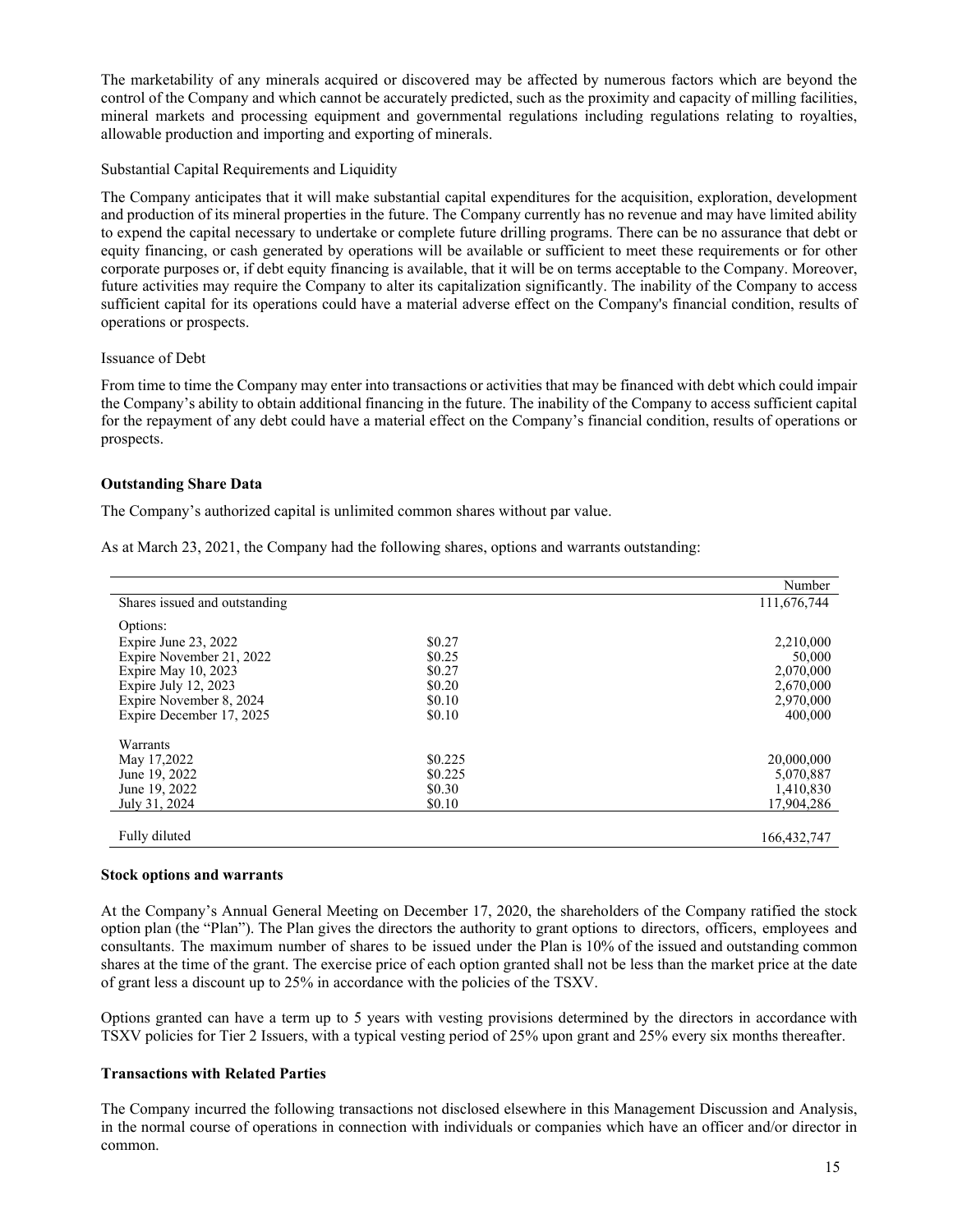The marketability of any minerals acquired or discovered may be affected by numerous factors which are beyond the control of the Company and which cannot be accurately predicted, such as the proximity and capacity of milling facilities, mineral markets and processing equipment and governmental regulations including regulations relating to royalties, allowable production and importing and exporting of minerals.

Substantial Capital Requirements and Liquidity

The Company anticipates that it will make substantial capital expenditures for the acquisition, exploration, development and production of its mineral properties in the future. The Company currently has no revenue and may have limited ability to expend the capital necessary to undertake or complete future drilling programs. There can be no assurance that debt or equity financing, or cash generated by operations will be available or sufficient to meet these requirements or for other corporate purposes or, if debt equity financing is available, that it will be on terms acceptable to the Company. Moreover, future activities may require the Company to alter its capitalization significantly. The inability of the Company to access sufficient capital for its operations could have a material adverse effect on the Company's financial condition, results of operations or prospects.

Issuance of Debt

From time to time the Company may enter into transactions or activities that may be financed with debt which could impair the Company's ability to obtain additional financing in the future. The inability of the Company to access sufficient capital for the repayment of any debt could have a material effect on the Company's financial condition, results of operations or prospects.

**Outstanding Share Data**

The Company's authorized capital is unlimited common shares without par value.

As at March 23, 2021, the Company had the following shares, options and warrants outstanding:

| | | Number |
|---|---|---|
| Shares issued and outstanding | | 111,676,744 |
| Options: | | |
| Expire June 23, 2022 | \$0.27 | 2,210,000 |
| Expire November 21, 2022 | \$0.25 | 50,000 |
| Expire May 10, 2023 | \$0.27 | 2,070,000 |
| Expire July 12, 2023 | \$0.20 | 2,670,000 |
| Expire November 8, 2024 | \$0.10 | 2,970,000 |
| Expire December 17, 2025 | \$0.10 | 400,000 |
| Warrants | | |
| May 17,2022 | \$0.225 | 20,000,000 |
| June 19, 2022 | \$0.225 | 5,070,887 |
| June 19, 2022 | \$0.30 | 1,410,830 |
| July 31, 2024 | \$0.10 | 17,904,286 |
| Fully diluted | | 166,432,747 |

**Stock options and warrants**

At the Company's Annual General Meeting on December 17, 2020, the shareholders of the Company ratified the stock option plan (the "Plan"). The Plan gives the directors the authority to grant options to directors, officers, employees and consultants. The maximum number of shares to be issued under the Plan is 10% of the issued and outstanding common shares at the time of the grant. The exercise price of each option granted shall not be less than the market price at the date of grant less a discount up to 25% in accordance with the policies of the TSXV.

Options granted can have a term up to 5 years with vesting provisions determined by the directors in accordance with TSXV policies for Tier 2 Issuers, with a typical vesting period of 25% upon grant and 25% every six months thereafter.

**Transactions with Related Parties**

The Company incurred the following transactions not disclosed elsewhere in this Management Discussion and Analysis, in the normal course of operations in connection with individuals or companies which have an officer and/or director in common.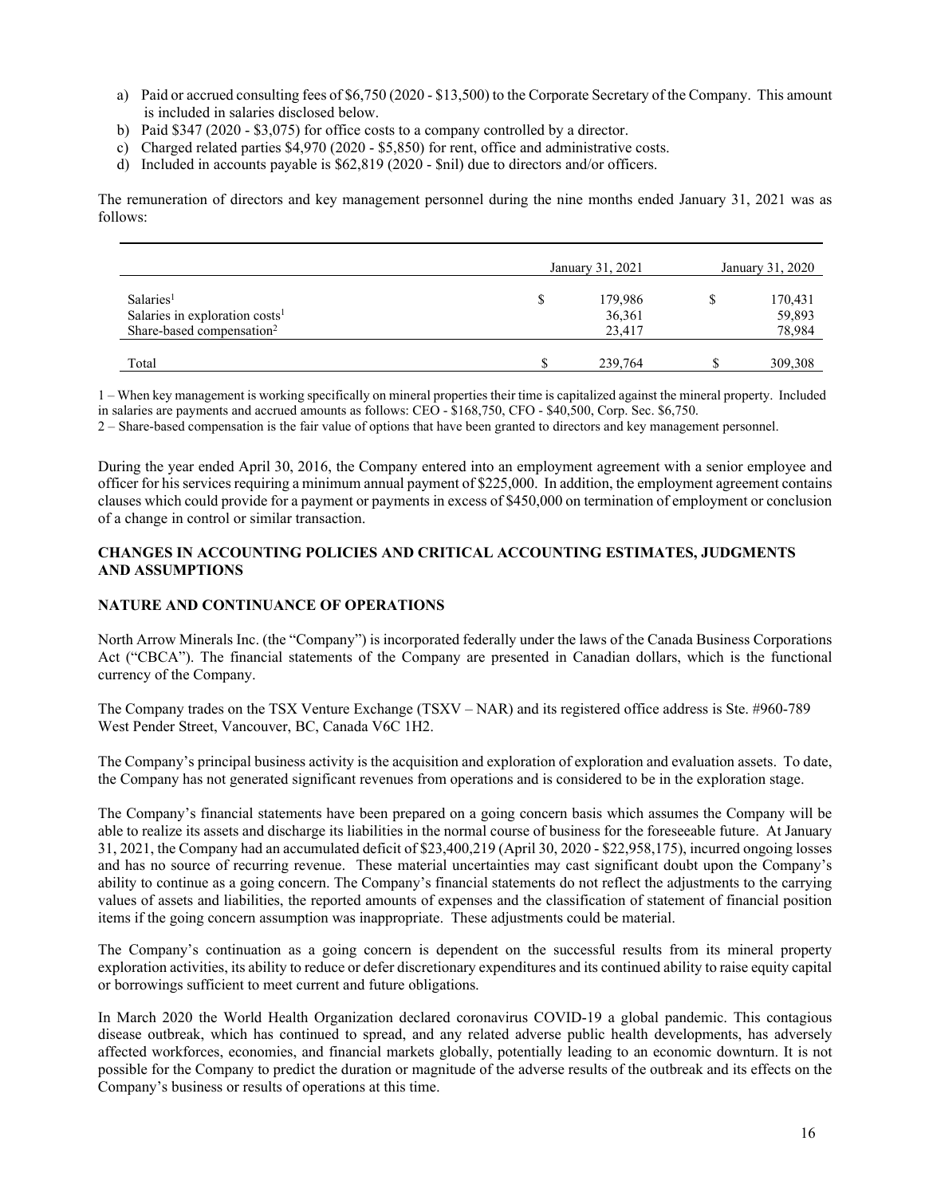a) Paid or accrued consulting fees of $6,750 (2020 - $13,500) to the Corporate Secretary of the Company. This amount is included in salaries disclosed below.
b) Paid $347 (2020 - $3,075) for office costs to a company controlled by a director.
c) Charged related parties $4,970 (2020 - $5,850) for rent, office and administrative costs.
d) Included in accounts payable is $62,819 (2020 - $nil) due to directors and/or officers.

The remuneration of directors and key management personnel during the nine months ended January 31, 2021 was as follows:

| | January 31, 2021 | | January 31, 2020 | |
|---|---|---|---|---|
| Salaries[1] | $ | 179,986 | $ | 170,431 |
| Salaries in exploration costs[1] | | 36,361 | | 59,893 |
| Share-based compensation[2] | | 23,417 | | 78,984 |
| Total | $ | 239,764 | $ | 309,308 |

1 – When key management is working specifically on mineral properties their time is capitalized against the mineral property. Included in salaries are payments and accrued amounts as follows: CEO - $168,750, CFO - $40,500, Corp. Sec. $6,750.

2 – Share-based compensation is the fair value of options that have been granted to directors and key management personnel.

During the year ended April 30, 2016, the Company entered into an employment agreement with a senior employee and officer for his services requiring a minimum annual payment of $225,000. In addition, the employment agreement contains clauses which could provide for a payment or payments in excess of $450,000 on termination of employment or conclusion of a change in control or similar transaction.

## CHANGES IN ACCOUNTING POLICIES AND CRITICAL ACCOUNTING ESTIMATES, JUDGMENTS AND ASSUMPTIONS

## NATURE AND CONTINUANCE OF OPERATIONS

North Arrow Minerals Inc. (the "Company") is incorporated federally under the laws of the Canada Business Corporations Act ("CBCA"). The financial statements of the Company are presented in Canadian dollars, which is the functional currency of the Company.

The Company trades on the TSX Venture Exchange (TSXV – NAR) and its registered office address is Ste. #960-789 West Pender Street, Vancouver, BC, Canada V6C 1H2.

The Company's principal business activity is the acquisition and exploration of exploration and evaluation assets. To date, the Company has not generated significant revenues from operations and is considered to be in the exploration stage.

The Company's financial statements have been prepared on a going concern basis which assumes the Company will be able to realize its assets and discharge its liabilities in the normal course of business for the foreseeable future. At January 31, 2021, the Company had an accumulated deficit of $23,400,219 (April 30, 2020 - $22,958,175), incurred ongoing losses and has no source of recurring revenue. These material uncertainties may cast significant doubt upon the Company's ability to continue as a going concern. The Company's financial statements do not reflect the adjustments to the carrying values of assets and liabilities, the reported amounts of expenses and the classification of statement of financial position items if the going concern assumption was inappropriate. These adjustments could be material.

The Company's continuation as a going concern is dependent on the successful results from its mineral property exploration activities, its ability to reduce or defer discretionary expenditures and its continued ability to raise equity capital or borrowings sufficient to meet current and future obligations.

In March 2020 the World Health Organization declared coronavirus COVID-19 a global pandemic. This contagious disease outbreak, which has continued to spread, and any related adverse public health developments, has adversely affected workforces, economies, and financial markets globally, potentially leading to an economic downturn. It is not possible for the Company to predict the duration or magnitude of the adverse results of the outbreak and its effects on the Company's business or results of operations at this time.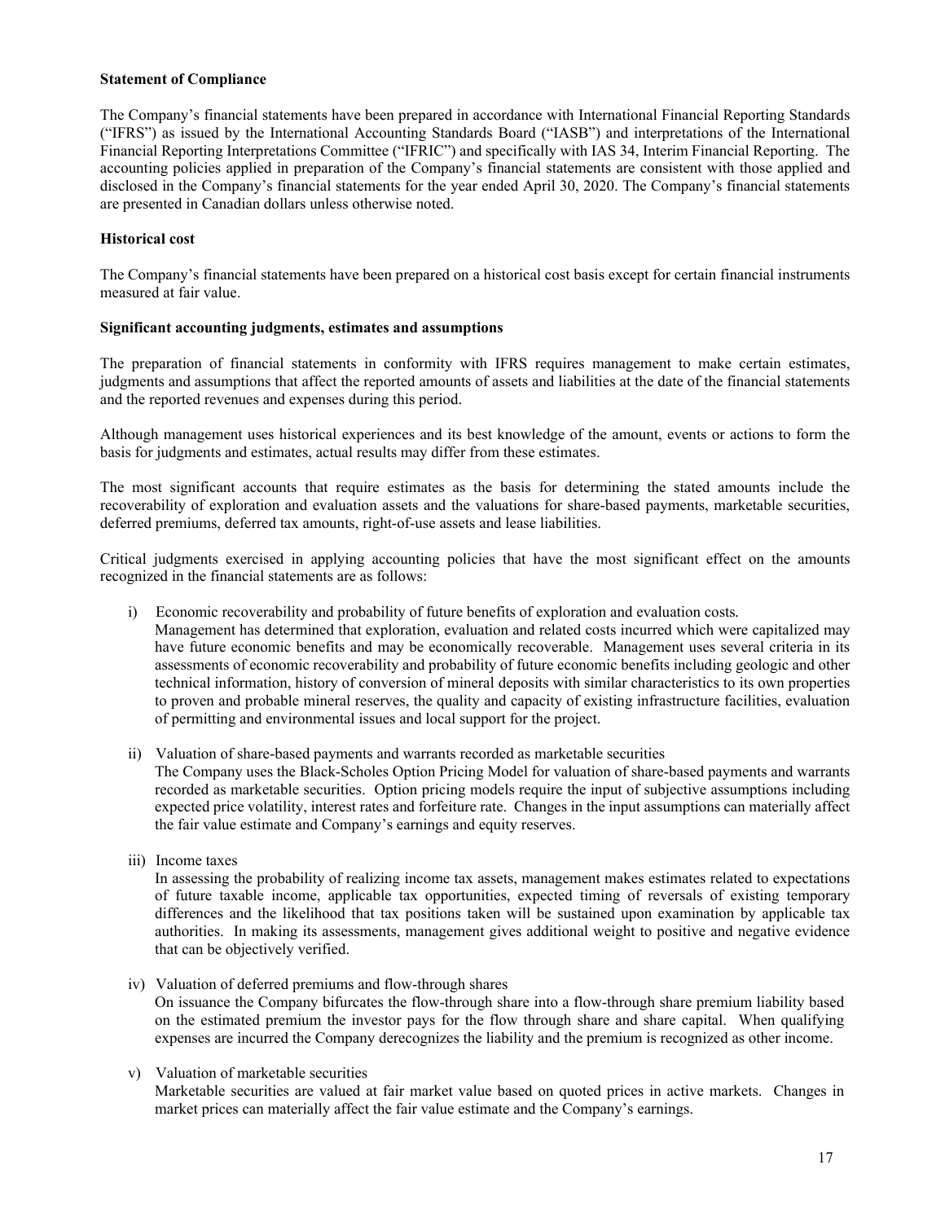**Statement of Compliance**

The Company's financial statements have been prepared in accordance with International Financial Reporting Standards ("IFRS") as issued by the International Accounting Standards Board ("IASB") and interpretations of the International Financial Reporting Interpretations Committee ("IFRIC") and specifically with IAS 34, Interim Financial Reporting. The accounting policies applied in preparation of the Company's financial statements are consistent with those applied and disclosed in the Company's financial statements for the year ended April 30, 2020. The Company's financial statements are presented in Canadian dollars unless otherwise noted.

**Historical cost**

The Company's financial statements have been prepared on a historical cost basis except for certain financial instruments measured at fair value.

**Significant accounting judgments, estimates and assumptions**

The preparation of financial statements in conformity with IFRS requires management to make certain estimates, judgments and assumptions that affect the reported amounts of assets and liabilities at the date of the financial statements and the reported revenues and expenses during this period.

Although management uses historical experiences and its best knowledge of the amount, events or actions to form the basis for judgments and estimates, actual results may differ from these estimates.

The most significant accounts that require estimates as the basis for determining the stated amounts include the recoverability of exploration and evaluation assets and the valuations for share-based payments, marketable securities, deferred premiums, deferred tax amounts, right-of-use assets and lease liabilities.

Critical judgments exercised in applying accounting policies that have the most significant effect on the amounts recognized in the financial statements are as follows:

i) Economic recoverability and probability of future benefits of exploration and evaluation costs.
   Management has determined that exploration, evaluation and related costs incurred which were capitalized may have future economic benefits and may be economically recoverable. Management uses several criteria in its assessments of economic recoverability and probability of future economic benefits including geologic and other technical information, history of conversion of mineral deposits with similar characteristics to its own properties to proven and probable mineral reserves, the quality and capacity of existing infrastructure facilities, evaluation of permitting and environmental issues and local support for the project.

ii) Valuation of share-based payments and warrants recorded as marketable securities
   The Company uses the Black-Scholes Option Pricing Model for valuation of share-based payments and warrants recorded as marketable securities. Option pricing models require the input of subjective assumptions including expected price volatility, interest rates and forfeiture rate. Changes in the input assumptions can materially affect the fair value estimate and Company's earnings and equity reserves.

iii) Income taxes
   In assessing the probability of realizing income tax assets, management makes estimates related to expectations of future taxable income, applicable tax opportunities, expected timing of reversals of existing temporary differences and the likelihood that tax positions taken will be sustained upon examination by applicable tax authorities. In making its assessments, management gives additional weight to positive and negative evidence that can be objectively verified.

iv) Valuation of deferred premiums and flow-through shares
   On issuance the Company bifurcates the flow-through share into a flow-through share premium liability based on the estimated premium the investor pays for the flow through share and share capital. When qualifying expenses are incurred the Company derecognizes the liability and the premium is recognized as other income.

v) Valuation of marketable securities
   Marketable securities are valued at fair market value based on quoted prices in active markets. Changes in market prices can materially affect the fair value estimate and the Company's earnings.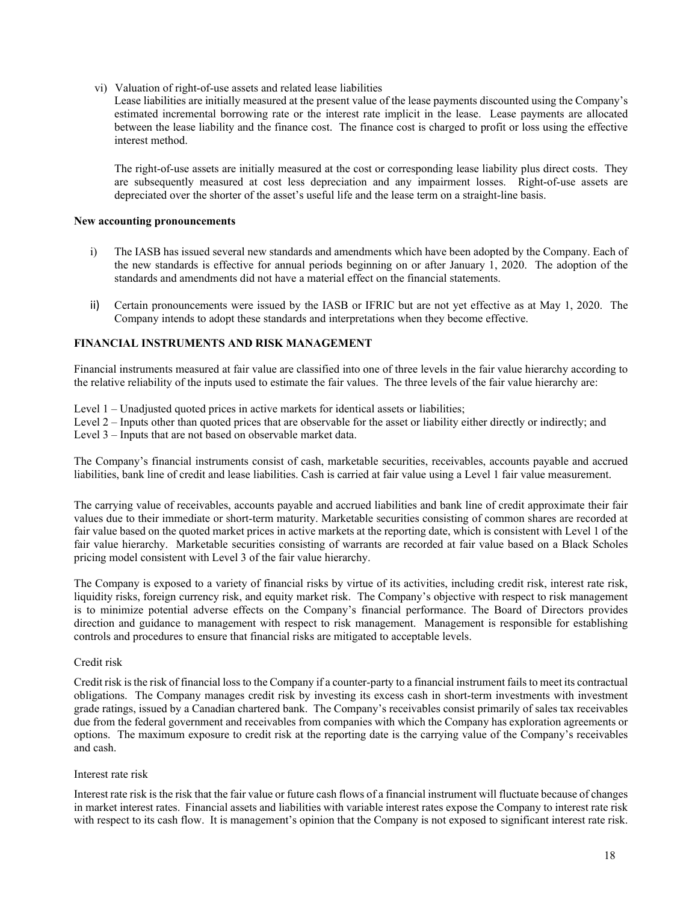vi) Valuation of right-of-use assets and related lease liabilities

Lease liabilities are initially measured at the present value of the lease payments discounted using the Company's estimated incremental borrowing rate or the interest rate implicit in the lease. Lease payments are allocated between the lease liability and the finance cost. The finance cost is charged to profit or loss using the effective interest method.

The right-of-use assets are initially measured at the cost or corresponding lease liability plus direct costs. They are subsequently measured at cost less depreciation and any impairment losses. Right-of-use assets are depreciated over the shorter of the asset's useful life and the lease term on a straight-line basis.

**New accounting pronouncements**

i) The IASB has issued several new standards and amendments which have been adopted by the Company. Each of the new standards is effective for annual periods beginning on or after January 1, 2020. The adoption of the standards and amendments did not have a material effect on the financial statements.

ii) Certain pronouncements were issued by the IASB or IFRIC but are not yet effective as at May 1, 2020. The Company intends to adopt these standards and interpretations when they become effective.

**FINANCIAL INSTRUMENTS AND RISK MANAGEMENT**

Financial instruments measured at fair value are classified into one of three levels in the fair value hierarchy according to the relative reliability of the inputs used to estimate the fair values. The three levels of the fair value hierarchy are:

Level 1 – Unadjusted quoted prices in active markets for identical assets or liabilities;
Level 2 – Inputs other than quoted prices that are observable for the asset or liability either directly or indirectly; and
Level 3 – Inputs that are not based on observable market data.

The Company's financial instruments consist of cash, marketable securities, receivables, accounts payable and accrued liabilities, bank line of credit and lease liabilities. Cash is carried at fair value using a Level 1 fair value measurement.

The carrying value of receivables, accounts payable and accrued liabilities and bank line of credit approximate their fair values due to their immediate or short-term maturity. Marketable securities consisting of common shares are recorded at fair value based on the quoted market prices in active markets at the reporting date, which is consistent with Level 1 of the fair value hierarchy. Marketable securities consisting of warrants are recorded at fair value based on a Black Scholes pricing model consistent with Level 3 of the fair value hierarchy.

The Company is exposed to a variety of financial risks by virtue of its activities, including credit risk, interest rate risk, liquidity risks, foreign currency risk, and equity market risk. The Company's objective with respect to risk management is to minimize potential adverse effects on the Company's financial performance. The Board of Directors provides direction and guidance to management with respect to risk management. Management is responsible for establishing controls and procedures to ensure that financial risks are mitigated to acceptable levels.

Credit risk

Credit risk is the risk of financial loss to the Company if a counter-party to a financial instrument fails to meet its contractual obligations. The Company manages credit risk by investing its excess cash in short-term investments with investment grade ratings, issued by a Canadian chartered bank. The Company's receivables consist primarily of sales tax receivables due from the federal government and receivables from companies with which the Company has exploration agreements or options. The maximum exposure to credit risk at the reporting date is the carrying value of the Company's receivables and cash.

Interest rate risk

Interest rate risk is the risk that the fair value or future cash flows of a financial instrument will fluctuate because of changes in market interest rates. Financial assets and liabilities with variable interest rates expose the Company to interest rate risk with respect to its cash flow. It is management's opinion that the Company is not exposed to significant interest rate risk.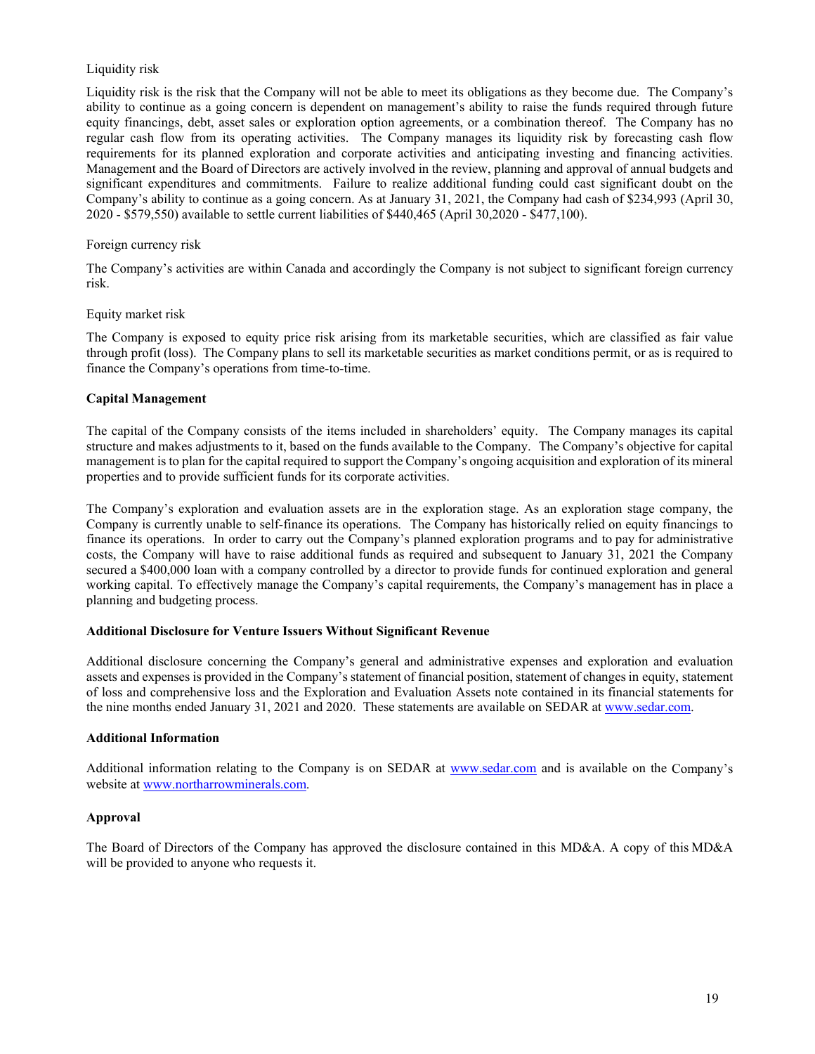Liquidity risk

Liquidity risk is the risk that the Company will not be able to meet its obligations as they become due. The Company's ability to continue as a going concern is dependent on management's ability to raise the funds required through future equity financings, debt, asset sales or exploration option agreements, or a combination thereof. The Company has no regular cash flow from its operating activities. The Company manages its liquidity risk by forecasting cash flow requirements for its planned exploration and corporate activities and anticipating investing and financing activities. Management and the Board of Directors are actively involved in the review, planning and approval of annual budgets and significant expenditures and commitments. Failure to realize additional funding could cast significant doubt on the Company's ability to continue as a going concern. As at January 31, 2021, the Company had cash of $234,993 (April 30, 2020 - $579,550) available to settle current liabilities of $440,465 (April 30,2020 - $477,100).

Foreign currency risk

The Company's activities are within Canada and accordingly the Company is not subject to significant foreign currency risk.

Equity market risk

The Company is exposed to equity price risk arising from its marketable securities, which are classified as fair value through profit (loss). The Company plans to sell its marketable securities as market conditions permit, or as is required to finance the Company's operations from time-to-time.

**Capital Management**

The capital of the Company consists of the items included in shareholders' equity. The Company manages its capital structure and makes adjustments to it, based on the funds available to the Company. The Company's objective for capital management is to plan for the capital required to support the Company's ongoing acquisition and exploration of its mineral properties and to provide sufficient funds for its corporate activities.

The Company's exploration and evaluation assets are in the exploration stage. As an exploration stage company, the Company is currently unable to self-finance its operations. The Company has historically relied on equity financings to finance its operations. In order to carry out the Company's planned exploration programs and to pay for administrative costs, the Company will have to raise additional funds as required and subsequent to January 31, 2021 the Company secured a $400,000 loan with a company controlled by a director to provide funds for continued exploration and general working capital. To effectively manage the Company's capital requirements, the Company's management has in place a planning and budgeting process.

**Additional Disclosure for Venture Issuers Without Significant Revenue**

Additional disclosure concerning the Company's general and administrative expenses and exploration and evaluation assets and expenses is provided in the Company's statement of financial position, statement of changes in equity, statement of loss and comprehensive loss and the Exploration and Evaluation Assets note contained in its financial statements for the nine months ended January 31, 2021 and 2020. These statements are available on SEDAR at www.sedar.com.

**Additional Information**

Additional information relating to the Company is on SEDAR at www.sedar.com and is available on the Company's website at www.northarrowminerals.com.

**Approval**

The Board of Directors of the Company has approved the disclosure contained in this MD&A. A copy of this MD&A will be provided to anyone who requests it.